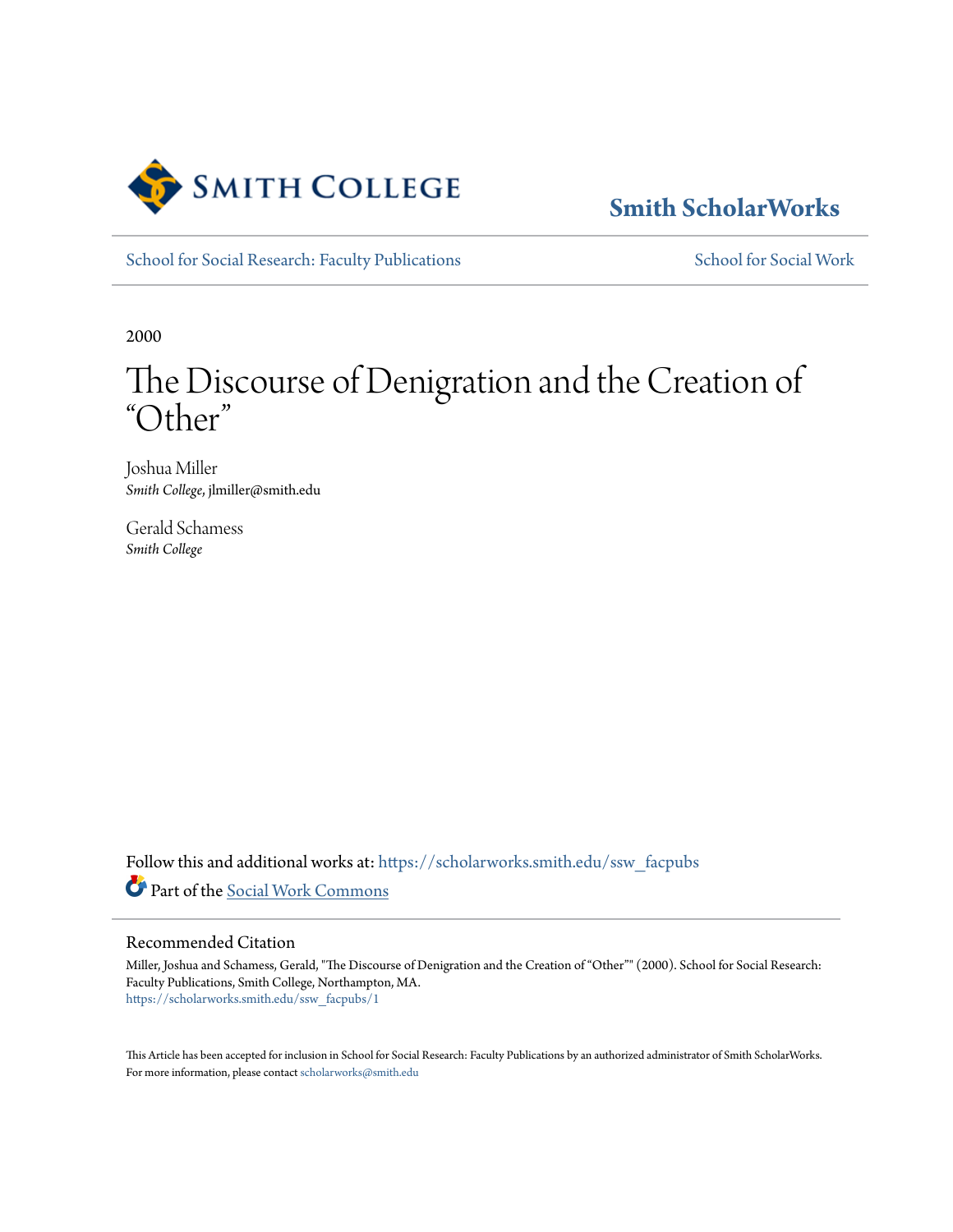Smith College

Smith ScholarWorks

School for Social Research: Faculty Publications

School for Social Work

2000

# The Discourse of Denigration and the Creation of "Other"

Joshua Miller
*Smith College*, jlmiller@smith.edu

Gerald Schamess
*Smith College*

Follow this and additional works at: https://scholarworks.smith.edu/ssw_facpubs

Part of the Social Work Commons

## Recommended Citation

Miller, Joshua and Schamess, Gerald, "The Discourse of Denigration and the Creation of "Other"" (2000). School for Social Research: Faculty Publications, Smith College, Northampton, MA.
https://scholarworks.smith.edu/ssw_facpubs/1

This Article has been accepted for inclusion in School for Social Research: Faculty Publications by an authorized administrator of Smith ScholarWorks. For more information, please contact scholarworks@smith.edu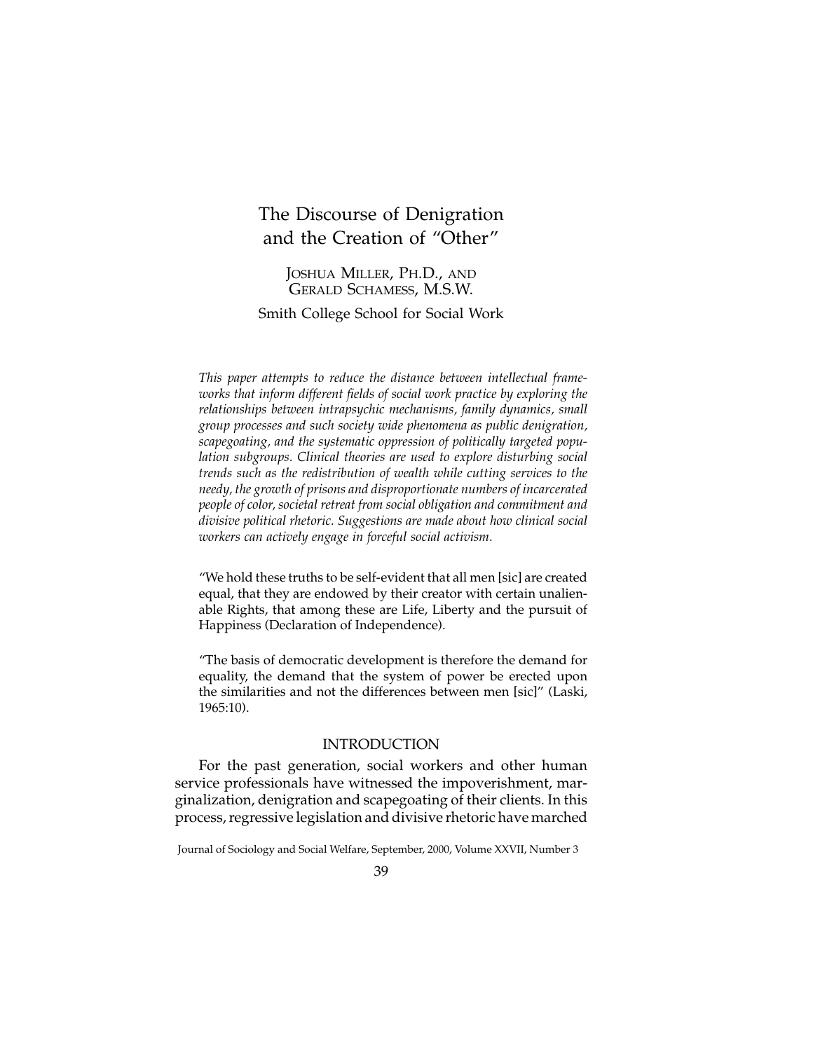# The Discourse of Denigration and the Creation of "Other"

JOSHUA MILLER, PH.D., AND GERALD SCHAMESS, M.S.W.

Smith College School for Social Work

*This paper attempts to reduce the distance between intellectual frameworks that inform different fields of social work practice by exploring the relationships between intrapsychic mechanisms, family dynamics, small group processes and such society wide phenomena as public denigration, scapegoating, and the systematic oppression of politically targeted population subgroups. Clinical theories are used to explore disturbing social trends such as the redistribution of wealth while cutting services to the needy, the growth of prisons and disproportionate numbers of incarcerated people of color, societal retreat from social obligation and commitment and divisive political rhetoric. Suggestions are made about how clinical social workers can actively engage in forceful social activism.*

> "We hold these truths to be self-evident that all men [sic] are created equal, that they are endowed by their creator with certain unalienable Rights, that among these are Life, Liberty and the pursuit of Happiness (Declaration of Independence).

> "The basis of democratic development is therefore the demand for equality, the demand that the system of power be erected upon the similarities and not the differences between men [sic]" (Laski, 1965:10).

## INTRODUCTION

For the past generation, social workers and other human service professionals have witnessed the impoverishment, marginalization, denigration and scapegoating of their clients. In this process, regressive legislation and divisive rhetoric have marched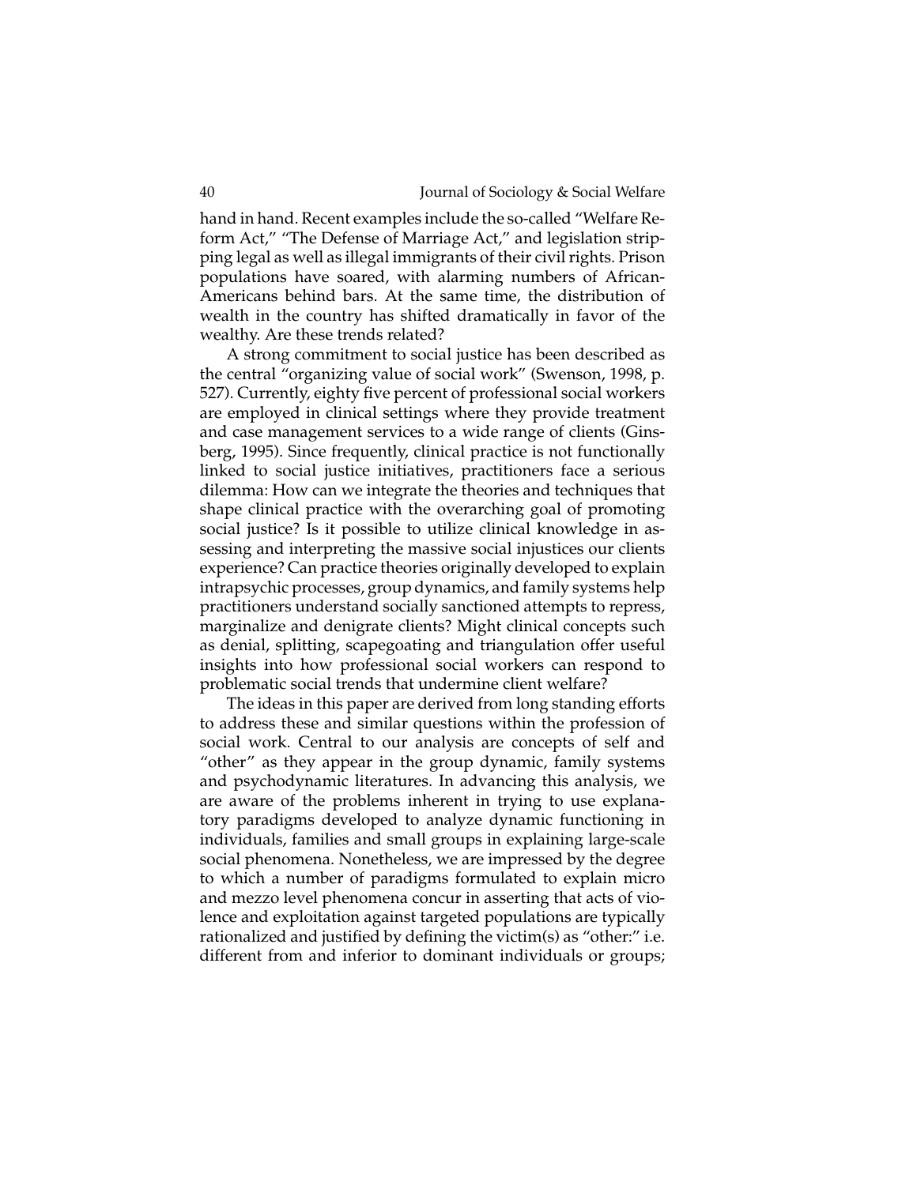hand in hand. Recent examples include the so-called "Welfare Reform Act," "The Defense of Marriage Act," and legislation stripping legal as well as illegal immigrants of their civil rights. Prison populations have soared, with alarming numbers of African-Americans behind bars. At the same time, the distribution of wealth in the country has shifted dramatically in favor of the wealthy. Are these trends related?

A strong commitment to social justice has been described as the central "organizing value of social work" (Swenson, 1998, p. 527). Currently, eighty five percent of professional social workers are employed in clinical settings where they provide treatment and case management services to a wide range of clients (Ginsberg, 1995). Since frequently, clinical practice is not functionally linked to social justice initiatives, practitioners face a serious dilemma: How can we integrate the theories and techniques that shape clinical practice with the overarching goal of promoting social justice? Is it possible to utilize clinical knowledge in assessing and interpreting the massive social injustices our clients experience? Can practice theories originally developed to explain intrapsychic processes, group dynamics, and family systems help practitioners understand socially sanctioned attempts to repress, marginalize and denigrate clients? Might clinical concepts such as denial, splitting, scapegoating and triangulation offer useful insights into how professional social workers can respond to problematic social trends that undermine client welfare?

The ideas in this paper are derived from long standing efforts to address these and similar questions within the profession of social work. Central to our analysis are concepts of self and "other" as they appear in the group dynamic, family systems and psychodynamic literatures. In advancing this analysis, we are aware of the problems inherent in trying to use explanatory paradigms developed to analyze dynamic functioning in individuals, families and small groups in explaining large-scale social phenomena. Nonetheless, we are impressed by the degree to which a number of paradigms formulated to explain micro and mezzo level phenomena concur in asserting that acts of violence and exploitation against targeted populations are typically rationalized and justified by defining the victim(s) as "other:" i.e. different from and inferior to dominant individuals or groups;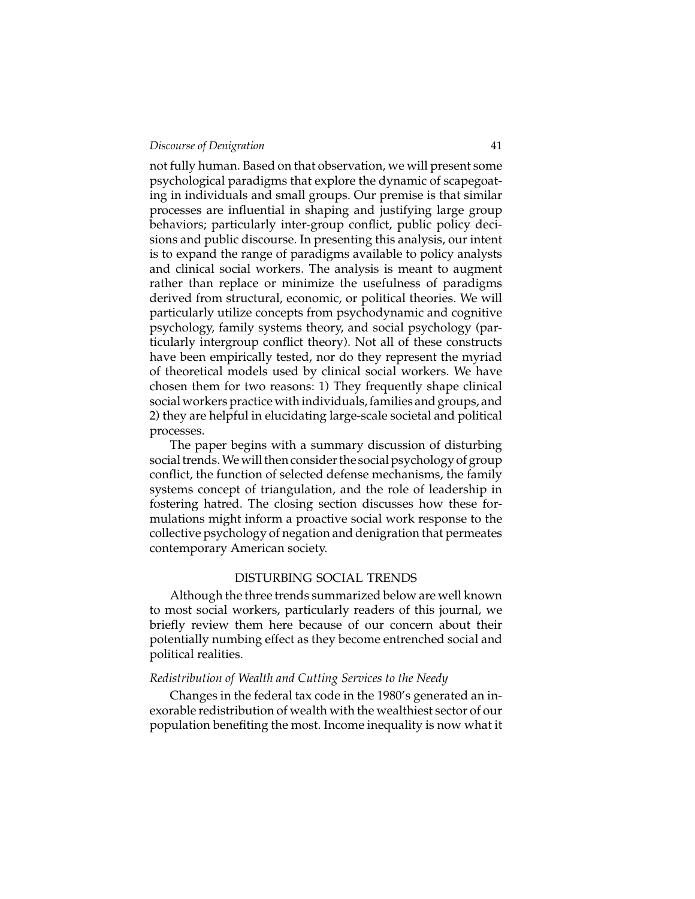not fully human. Based on that observation, we will present some psychological paradigms that explore the dynamic of scapegoating in individuals and small groups. Our premise is that similar processes are influential in shaping and justifying large group behaviors; particularly inter-group conflict, public policy decisions and public discourse. In presenting this analysis, our intent is to expand the range of paradigms available to policy analysts and clinical social workers. The analysis is meant to augment rather than replace or minimize the usefulness of paradigms derived from structural, economic, or political theories. We will particularly utilize concepts from psychodynamic and cognitive psychology, family systems theory, and social psychology (particularly intergroup conflict theory). Not all of these constructs have been empirically tested, nor do they represent the myriad of theoretical models used by clinical social workers. We have chosen them for two reasons: 1) They frequently shape clinical social workers practice with individuals, families and groups, and 2) they are helpful in elucidating large-scale societal and political processes.

The paper begins with a summary discussion of disturbing social trends. We will then consider the social psychology of group conflict, the function of selected defense mechanisms, the family systems concept of triangulation, and the role of leadership in fostering hatred. The closing section discusses how these formulations might inform a proactive social work response to the collective psychology of negation and denigration that permeates contemporary American society.

## DISTURBING SOCIAL TRENDS

Although the three trends summarized below are well known to most social workers, particularly readers of this journal, we briefly review them here because of our concern about their potentially numbing effect as they become entrenched social and political realities.

### *Redistribution of Wealth and Cutting Services to the Needy*

Changes in the federal tax code in the 1980's generated an inexorable redistribution of wealth with the wealthiest sector of our population benefiting the most. Income inequality is now what it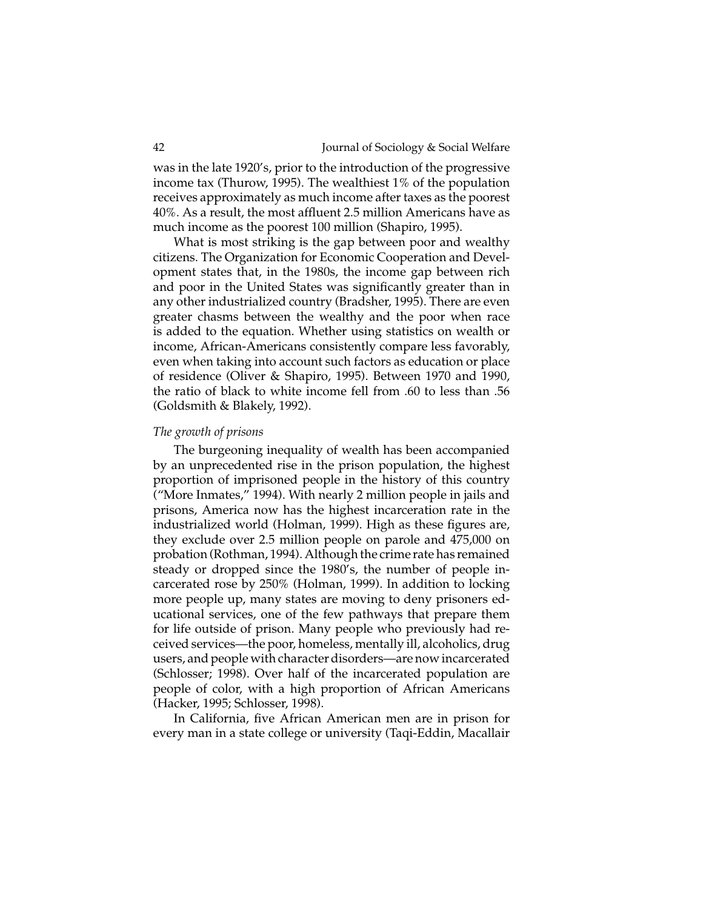was in the late 1920's, prior to the introduction of the progressive income tax (Thurow, 1995). The wealthiest 1% of the population receives approximately as much income after taxes as the poorest 40%. As a result, the most affluent 2.5 million Americans have as much income as the poorest 100 million (Shapiro, 1995).

What is most striking is the gap between poor and wealthy citizens. The Organization for Economic Cooperation and Development states that, in the 1980s, the income gap between rich and poor in the United States was significantly greater than in any other industrialized country (Bradsher, 1995). There are even greater chasms between the wealthy and the poor when race is added to the equation. Whether using statistics on wealth or income, African-Americans consistently compare less favorably, even when taking into account such factors as education or place of residence (Oliver & Shapiro, 1995). Between 1970 and 1990, the ratio of black to white income fell from .60 to less than .56 (Goldsmith & Blakely, 1992).

*The growth of prisons*

The burgeoning inequality of wealth has been accompanied by an unprecedented rise in the prison population, the highest proportion of imprisoned people in the history of this country ("More Inmates," 1994). With nearly 2 million people in jails and prisons, America now has the highest incarceration rate in the industrialized world (Holman, 1999). High as these figures are, they exclude over 2.5 million people on parole and 475,000 on probation (Rothman, 1994). Although the crime rate has remained steady or dropped since the 1980's, the number of people incarcerated rose by 250% (Holman, 1999). In addition to locking more people up, many states are moving to deny prisoners educational services, one of the few pathways that prepare them for life outside of prison. Many people who previously had received services—the poor, homeless, mentally ill, alcoholics, drug users, and people with character disorders—are now incarcerated (Schlosser; 1998). Over half of the incarcerated population are people of color, with a high proportion of African Americans (Hacker, 1995; Schlosser, 1998).

In California, five African American men are in prison for every man in a state college or university (Taqi-Eddin, Macallair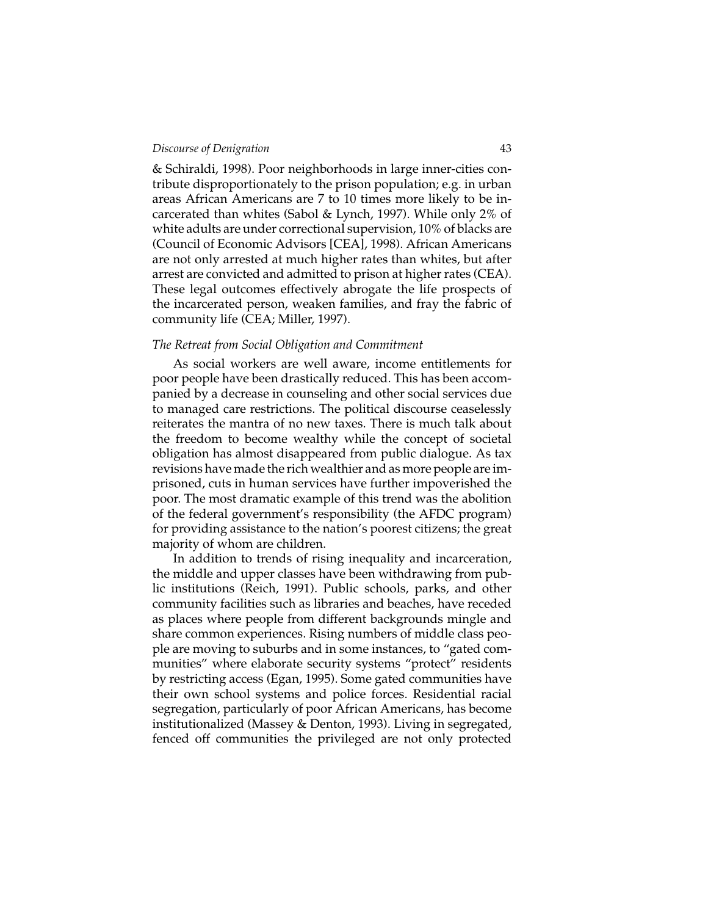& Schiraldi, 1998). Poor neighborhoods in large inner-cities contribute disproportionately to the prison population; e.g. in urban areas African Americans are 7 to 10 times more likely to be incarcerated than whites (Sabol & Lynch, 1997). While only 2% of white adults are under correctional supervision, 10% of blacks are (Council of Economic Advisors [CEA], 1998). African Americans are not only arrested at much higher rates than whites, but after arrest are convicted and admitted to prison at higher rates (CEA). These legal outcomes effectively abrogate the life prospects of the incarcerated person, weaken families, and fray the fabric of community life (CEA; Miller, 1997).

### *The Retreat from Social Obligation and Commitment*

As social workers are well aware, income entitlements for poor people have been drastically reduced. This has been accompanied by a decrease in counseling and other social services due to managed care restrictions. The political discourse ceaselessly reiterates the mantra of no new taxes. There is much talk about the freedom to become wealthy while the concept of societal obligation has almost disappeared from public dialogue. As tax revisions have made the rich wealthier and as more people are imprisoned, cuts in human services have further impoverished the poor. The most dramatic example of this trend was the abolition of the federal government's responsibility (the AFDC program) for providing assistance to the nation's poorest citizens; the great majority of whom are children.

In addition to trends of rising inequality and incarceration, the middle and upper classes have been withdrawing from public institutions (Reich, 1991). Public schools, parks, and other community facilities such as libraries and beaches, have receded as places where people from different backgrounds mingle and share common experiences. Rising numbers of middle class people are moving to suburbs and in some instances, to "gated communities" where elaborate security systems "protect" residents by restricting access (Egan, 1995). Some gated communities have their own school systems and police forces. Residential racial segregation, particularly of poor African Americans, has become institutionalized (Massey & Denton, 1993). Living in segregated, fenced off communities the privileged are not only protected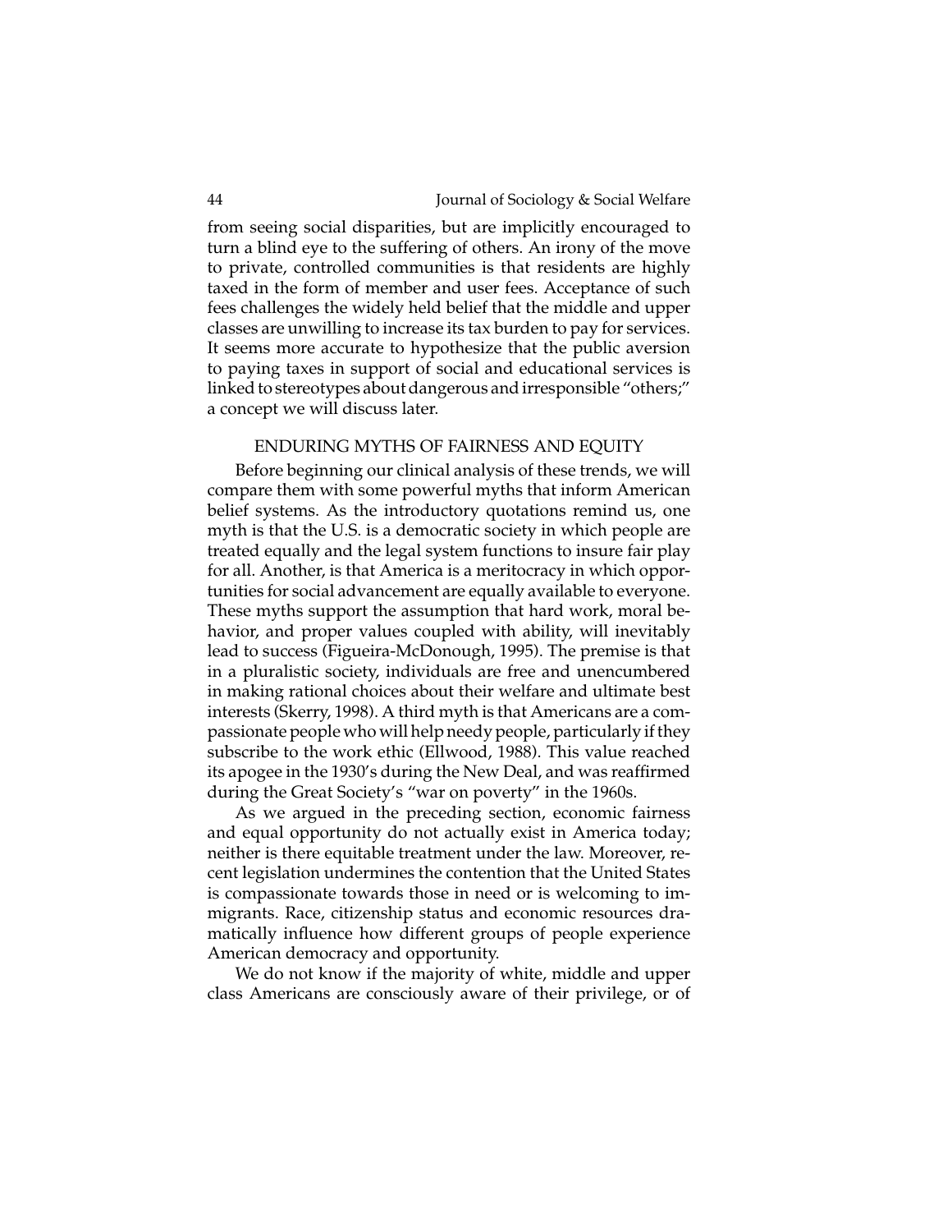from seeing social disparities, but are implicitly encouraged to turn a blind eye to the suffering of others. An irony of the move to private, controlled communities is that residents are highly taxed in the form of member and user fees. Acceptance of such fees challenges the widely held belief that the middle and upper classes are unwilling to increase its tax burden to pay for services. It seems more accurate to hypothesize that the public aversion to paying taxes in support of social and educational services is linked to stereotypes about dangerous and irresponsible "others;" a concept we will discuss later.

## ENDURING MYTHS OF FAIRNESS AND EQUITY

Before beginning our clinical analysis of these trends, we will compare them with some powerful myths that inform American belief systems. As the introductory quotations remind us, one myth is that the U.S. is a democratic society in which people are treated equally and the legal system functions to insure fair play for all. Another, is that America is a meritocracy in which opportunities for social advancement are equally available to everyone. These myths support the assumption that hard work, moral behavior, and proper values coupled with ability, will inevitably lead to success (Figueira-McDonough, 1995). The premise is that in a pluralistic society, individuals are free and unencumbered in making rational choices about their welfare and ultimate best interests (Skerry, 1998). A third myth is that Americans are a compassionate people who will help needy people, particularly if they subscribe to the work ethic (Ellwood, 1988). This value reached its apogee in the 1930's during the New Deal, and was reaffirmed during the Great Society's "war on poverty" in the 1960s.

As we argued in the preceding section, economic fairness and equal opportunity do not actually exist in America today; neither is there equitable treatment under the law. Moreover, recent legislation undermines the contention that the United States is compassionate towards those in need or is welcoming to immigrants. Race, citizenship status and economic resources dramatically influence how different groups of people experience American democracy and opportunity.

We do not know if the majority of white, middle and upper class Americans are consciously aware of their privilege, or of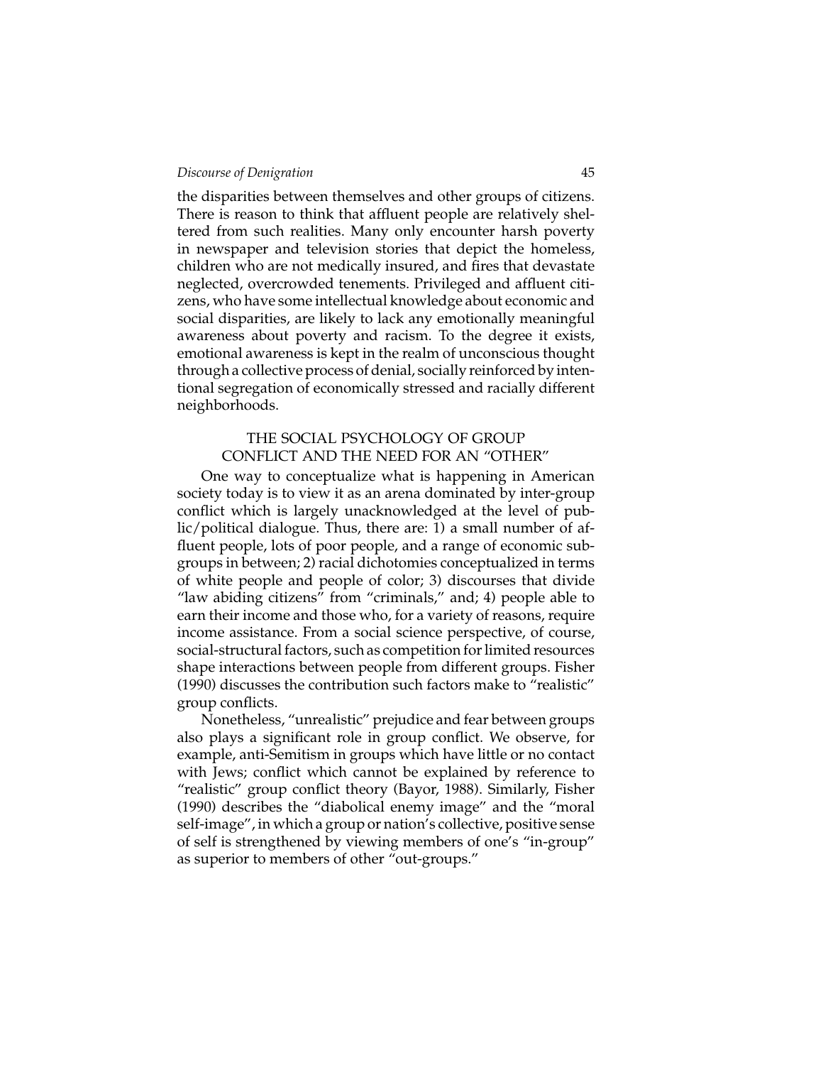the disparities between themselves and other groups of citizens. There is reason to think that affluent people are relatively sheltered from such realities. Many only encounter harsh poverty in newspaper and television stories that depict the homeless, children who are not medically insured, and fires that devastate neglected, overcrowded tenements. Privileged and affluent citizens, who have some intellectual knowledge about economic and social disparities, are likely to lack any emotionally meaningful awareness about poverty and racism. To the degree it exists, emotional awareness is kept in the realm of unconscious thought through a collective process of denial, socially reinforced by intentional segregation of economically stressed and racially different neighborhoods.

## THE SOCIAL PSYCHOLOGY OF GROUP CONFLICT AND THE NEED FOR AN "OTHER"

One way to conceptualize what is happening in American society today is to view it as an arena dominated by inter-group conflict which is largely unacknowledged at the level of public/political dialogue. Thus, there are: 1) a small number of affluent people, lots of poor people, and a range of economic subgroups in between; 2) racial dichotomies conceptualized in terms of white people and people of color; 3) discourses that divide "law abiding citizens" from "criminals," and; 4) people able to earn their income and those who, for a variety of reasons, require income assistance. From a social science perspective, of course, social-structural factors, such as competition for limited resources shape interactions between people from different groups. Fisher (1990) discusses the contribution such factors make to "realistic" group conflicts.

Nonetheless, "unrealistic" prejudice and fear between groups also plays a significant role in group conflict. We observe, for example, anti-Semitism in groups which have little or no contact with Jews; conflict which cannot be explained by reference to "realistic" group conflict theory (Bayor, 1988). Similarly, Fisher (1990) describes the "diabolical enemy image" and the "moral self-image", in which a group or nation's collective, positive sense of self is strengthened by viewing members of one's "in-group" as superior to members of other "out-groups."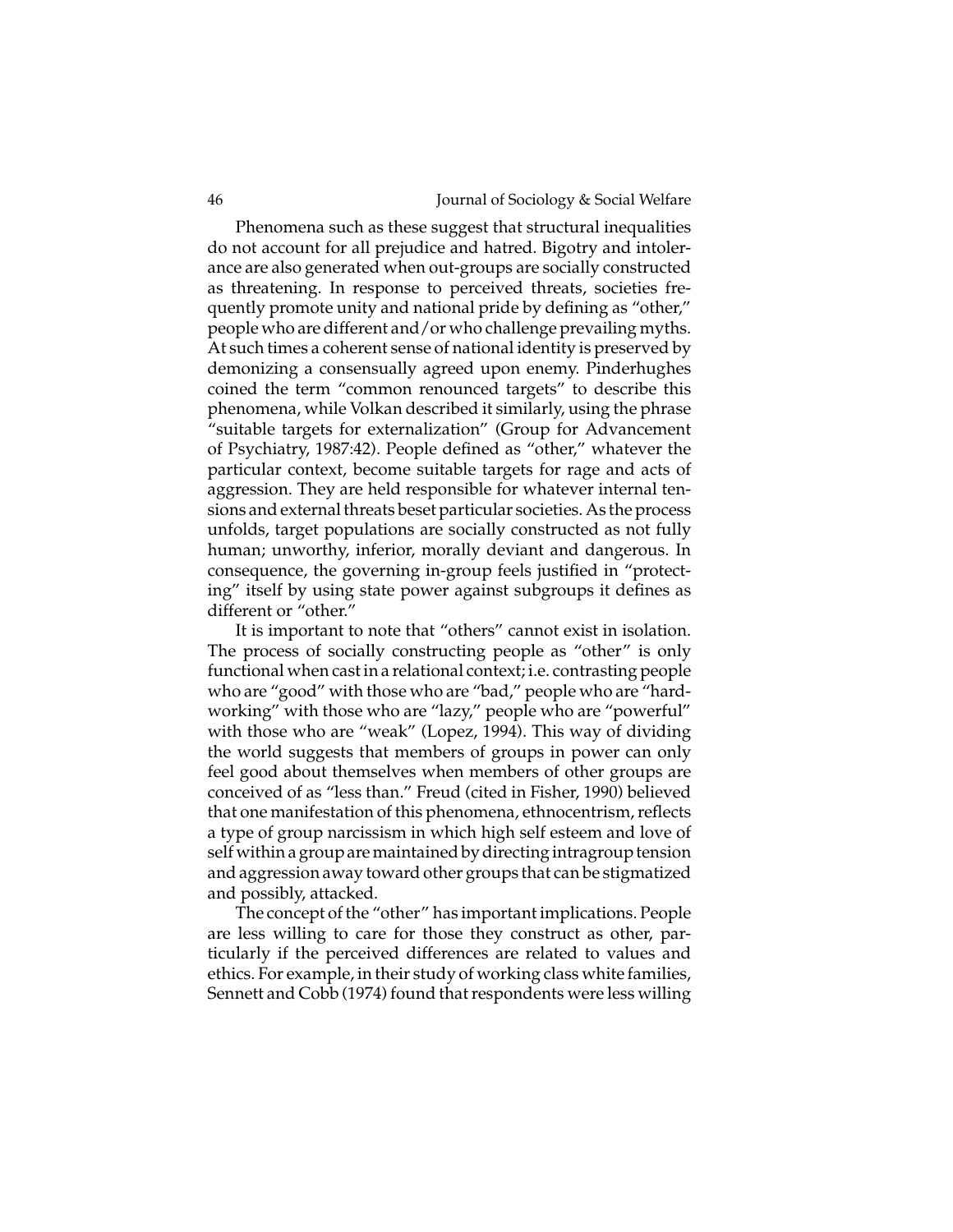Phenomena such as these suggest that structural inequalities do not account for all prejudice and hatred. Bigotry and intolerance are also generated when out-groups are socially constructed as threatening. In response to perceived threats, societies frequently promote unity and national pride by defining as "other," people who are different and/or who challenge prevailing myths. At such times a coherent sense of national identity is preserved by demonizing a consensually agreed upon enemy. Pinderhughes coined the term "common renounced targets" to describe this phenomena, while Volkan described it similarly, using the phrase "suitable targets for externalization" (Group for Advancement of Psychiatry, 1987:42). People defined as "other," whatever the particular context, become suitable targets for rage and acts of aggression. They are held responsible for whatever internal tensions and external threats beset particular societies. As the process unfolds, target populations are socially constructed as not fully human; unworthy, inferior, morally deviant and dangerous. In consequence, the governing in-group feels justified in "protecting" itself by using state power against subgroups it defines as different or "other."

It is important to note that "others" cannot exist in isolation. The process of socially constructing people as "other" is only functional when cast in a relational context; i.e. contrasting people who are "good" with those who are "bad," people who are "hardworking" with those who are "lazy," people who are "powerful" with those who are "weak" (Lopez, 1994). This way of dividing the world suggests that members of groups in power can only feel good about themselves when members of other groups are conceived of as "less than." Freud (cited in Fisher, 1990) believed that one manifestation of this phenomena, ethnocentrism, reflects a type of group narcissism in which high self esteem and love of self within a group are maintained by directing intragroup tension and aggression away toward other groups that can be stigmatized and possibly, attacked.

The concept of the "other" has important implications. People are less willing to care for those they construct as other, particularly if the perceived differences are related to values and ethics. For example, in their study of working class white families, Sennett and Cobb (1974) found that respondents were less willing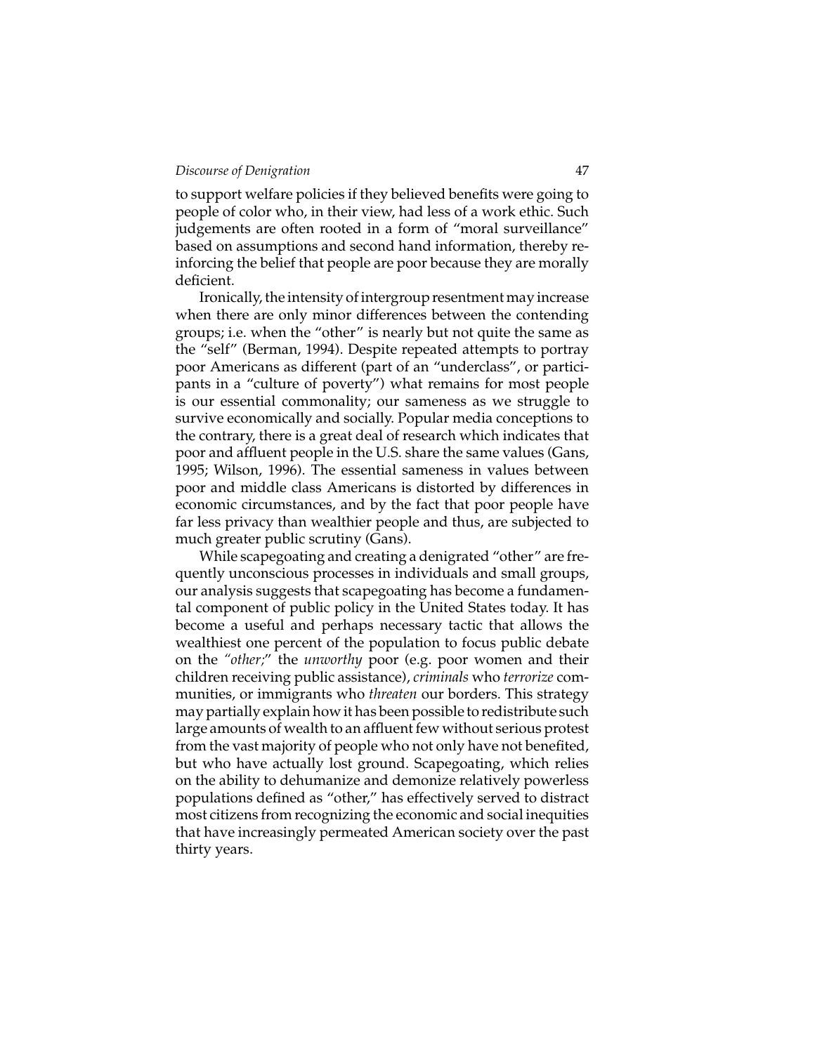to support welfare policies if they believed benefits were going to people of color who, in their view, had less of a work ethic. Such judgements are often rooted in a form of "moral surveillance" based on assumptions and second hand information, thereby reinforcing the belief that people are poor because they are morally deficient.

Ironically, the intensity of intergroup resentment may increase when there are only minor differences between the contending groups; i.e. when the "other" is nearly but not quite the same as the "self" (Berman, 1994). Despite repeated attempts to portray poor Americans as different (part of an "underclass", or participants in a "culture of poverty") what remains for most people is our essential commonality; our sameness as we struggle to survive economically and socially. Popular media conceptions to the contrary, there is a great deal of research which indicates that poor and affluent people in the U.S. share the same values (Gans, 1995; Wilson, 1996). The essential sameness in values between poor and middle class Americans is distorted by differences in economic circumstances, and by the fact that poor people have far less privacy than wealthier people and thus, are subjected to much greater public scrutiny (Gans).

While scapegoating and creating a denigrated "other" are frequently unconscious processes in individuals and small groups, our analysis suggests that scapegoating has become a fundamental component of public policy in the United States today. It has become a useful and perhaps necessary tactic that allows the wealthiest one percent of the population to focus public debate on the *"other;"* the *unworthy* poor (e.g. poor women and their children receiving public assistance), *criminals* who *terrorize* communities, or immigrants who *threaten* our borders. This strategy may partially explain how it has been possible to redistribute such large amounts of wealth to an affluent few without serious protest from the vast majority of people who not only have not benefited, but who have actually lost ground. Scapegoating, which relies on the ability to dehumanize and demonize relatively powerless populations defined as "other," has effectively served to distract most citizens from recognizing the economic and social inequities that have increasingly permeated American society over the past thirty years.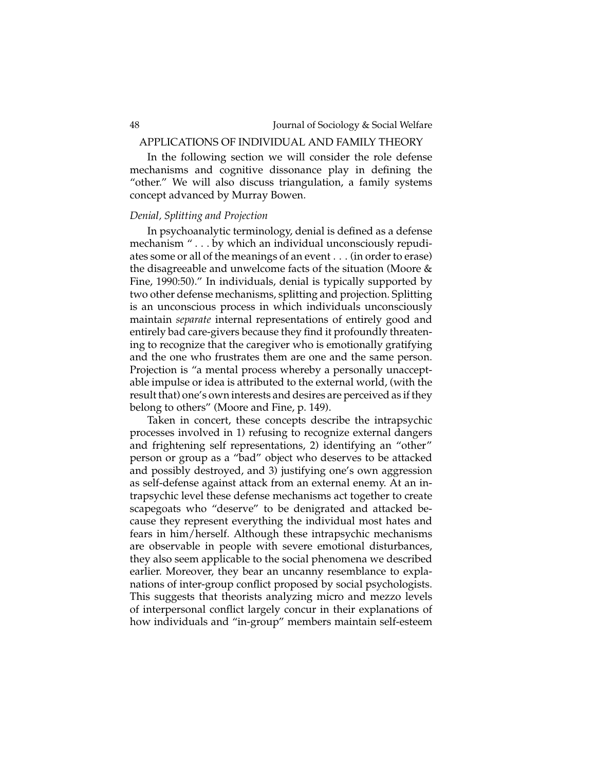## APPLICATIONS OF INDIVIDUAL AND FAMILY THEORY

In the following section we will consider the role defense mechanisms and cognitive dissonance play in defining the "other." We will also discuss triangulation, a family systems concept advanced by Murray Bowen.

### *Denial, Splitting and Projection*

In psychoanalytic terminology, denial is defined as a defense mechanism " . . . by which an individual unconsciously repudiates some or all of the meanings of an event . . . (in order to erase) the disagreeable and unwelcome facts of the situation (Moore & Fine, 1990:50)." In individuals, denial is typically supported by two other defense mechanisms, splitting and projection. Splitting is an unconscious process in which individuals unconsciously maintain *separate* internal representations of entirely good and entirely bad care-givers because they find it profoundly threatening to recognize that the caregiver who is emotionally gratifying and the one who frustrates them are one and the same person. Projection is "a mental process whereby a personally unacceptable impulse or idea is attributed to the external world, (with the result that) one's own interests and desires are perceived as if they belong to others" (Moore and Fine, p. 149).

Taken in concert, these concepts describe the intrapsychic processes involved in 1) refusing to recognize external dangers and frightening self representations, 2) identifying an "other" person or group as a "bad" object who deserves to be attacked and possibly destroyed, and 3) justifying one's own aggression as self-defense against attack from an external enemy. At an intrapsychic level these defense mechanisms act together to create scapegoats who "deserve" to be denigrated and attacked because they represent everything the individual most hates and fears in him/herself. Although these intrapsychic mechanisms are observable in people with severe emotional disturbances, they also seem applicable to the social phenomena we described earlier. Moreover, they bear an uncanny resemblance to explanations of inter-group conflict proposed by social psychologists. This suggests that theorists analyzing micro and mezzo levels of interpersonal conflict largely concur in their explanations of how individuals and "in-group" members maintain self-esteem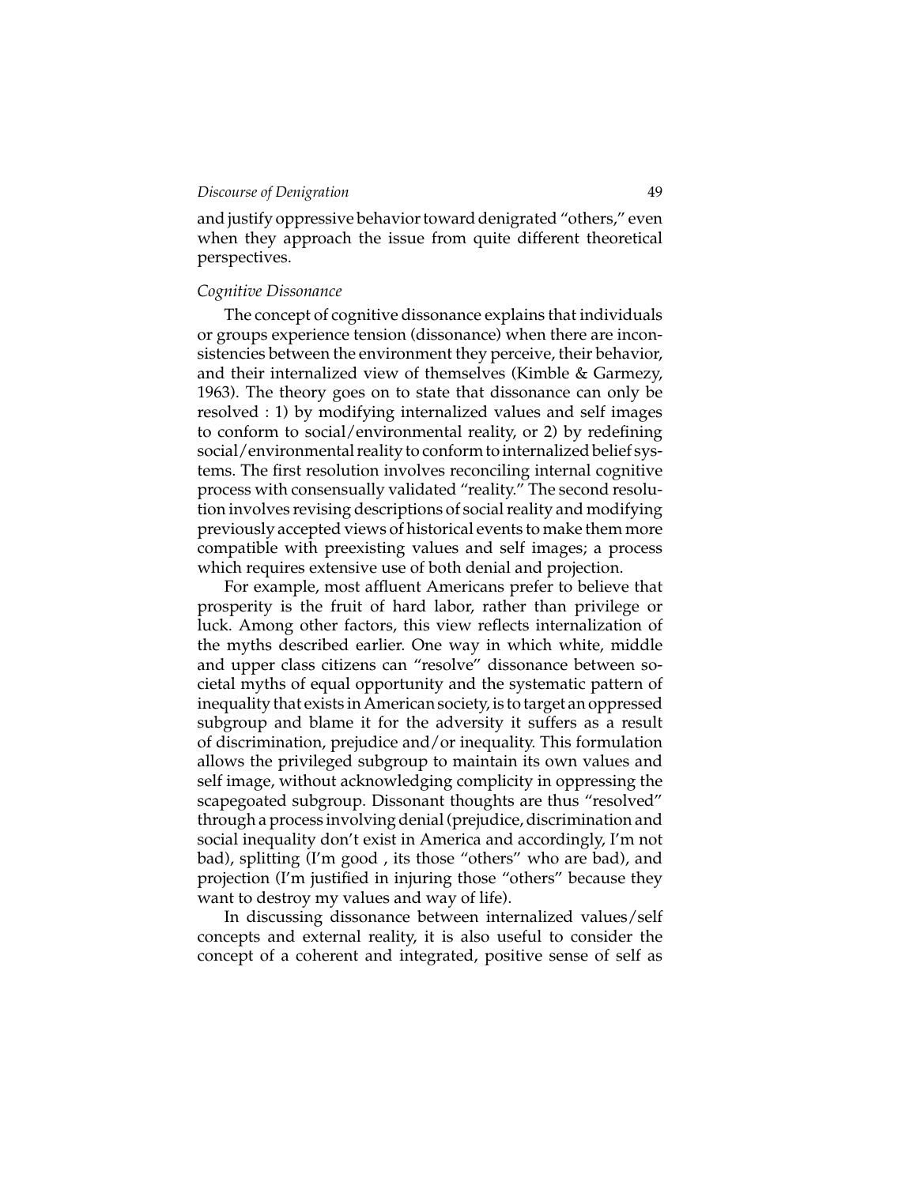and justify oppressive behavior toward denigrated "others," even when they approach the issue from quite different theoretical perspectives.

*Cognitive Dissonance*

The concept of cognitive dissonance explains that individuals or groups experience tension (dissonance) when there are inconsistencies between the environment they perceive, their behavior, and their internalized view of themselves (Kimble & Garmezy, 1963). The theory goes on to state that dissonance can only be resolved : 1) by modifying internalized values and self images to conform to social/environmental reality, or 2) by redefining social/environmental reality to conform to internalized belief systems. The first resolution involves reconciling internal cognitive process with consensually validated "reality." The second resolution involves revising descriptions of social reality and modifying previously accepted views of historical events to make them more compatible with preexisting values and self images; a process which requires extensive use of both denial and projection.

For example, most affluent Americans prefer to believe that prosperity is the fruit of hard labor, rather than privilege or luck. Among other factors, this view reflects internalization of the myths described earlier. One way in which white, middle and upper class citizens can "resolve" dissonance between societal myths of equal opportunity and the systematic pattern of inequality that exists in American society, is to target an oppressed subgroup and blame it for the adversity it suffers as a result of discrimination, prejudice and/or inequality. This formulation allows the privileged subgroup to maintain its own values and self image, without acknowledging complicity in oppressing the scapegoated subgroup. Dissonant thoughts are thus "resolved" through a process involving denial (prejudice, discrimination and social inequality don't exist in America and accordingly, I'm not bad), splitting (I'm good , its those "others" who are bad), and projection (I'm justified in injuring those "others" because they want to destroy my values and way of life).

In discussing dissonance between internalized values/self concepts and external reality, it is also useful to consider the concept of a coherent and integrated, positive sense of self as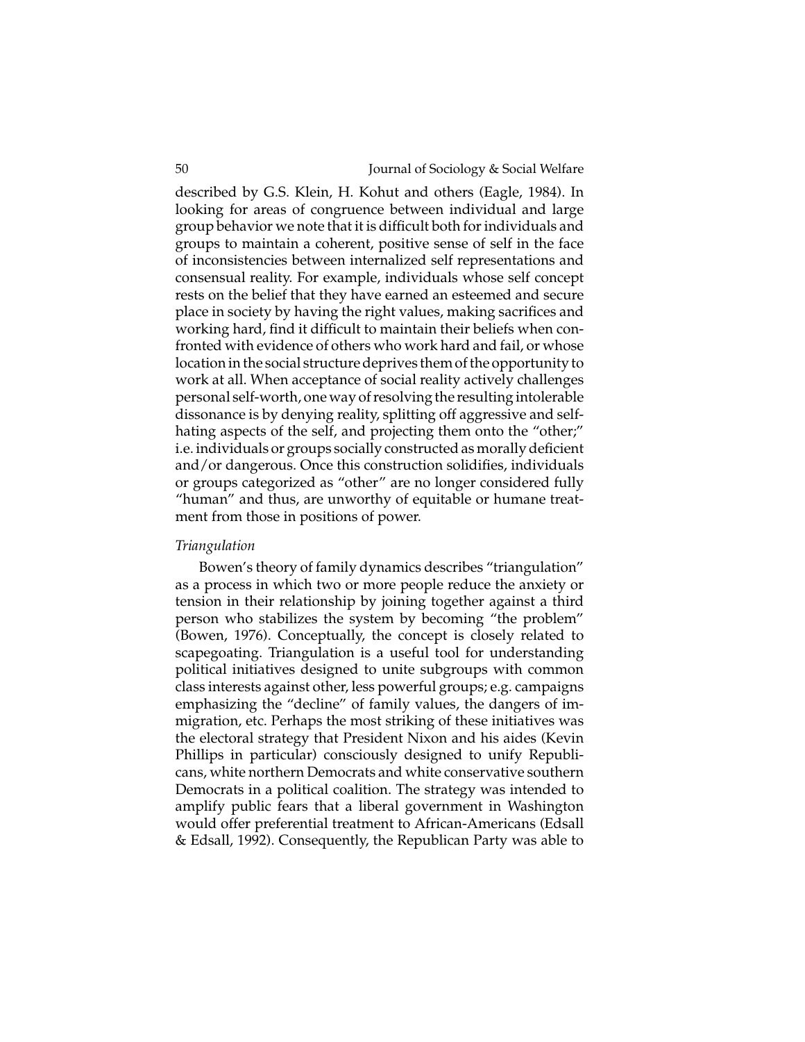described by G.S. Klein, H. Kohut and others (Eagle, 1984). In looking for areas of congruence between individual and large group behavior we note that it is difficult both for individuals and groups to maintain a coherent, positive sense of self in the face of inconsistencies between internalized self representations and consensual reality. For example, individuals whose self concept rests on the belief that they have earned an esteemed and secure place in society by having the right values, making sacrifices and working hard, find it difficult to maintain their beliefs when confronted with evidence of others who work hard and fail, or whose location in the social structure deprives them of the opportunity to work at all. When acceptance of social reality actively challenges personal self-worth, one way of resolving the resulting intolerable dissonance is by denying reality, splitting off aggressive and self-hating aspects of the self, and projecting them onto the "other;" i.e. individuals or groups socially constructed as morally deficient and/or dangerous. Once this construction solidifies, individuals or groups categorized as "other" are no longer considered fully "human" and thus, are unworthy of equitable or humane treatment from those in positions of power.

*Triangulation*

Bowen's theory of family dynamics describes "triangulation" as a process in which two or more people reduce the anxiety or tension in their relationship by joining together against a third person who stabilizes the system by becoming "the problem" (Bowen, 1976). Conceptually, the concept is closely related to scapegoating. Triangulation is a useful tool for understanding political initiatives designed to unite subgroups with common class interests against other, less powerful groups; e.g. campaigns emphasizing the "decline" of family values, the dangers of immigration, etc. Perhaps the most striking of these initiatives was the electoral strategy that President Nixon and his aides (Kevin Phillips in particular) consciously designed to unify Republicans, white northern Democrats and white conservative southern Democrats in a political coalition. The strategy was intended to amplify public fears that a liberal government in Washington would offer preferential treatment to African-Americans (Edsall & Edsall, 1992). Consequently, the Republican Party was able to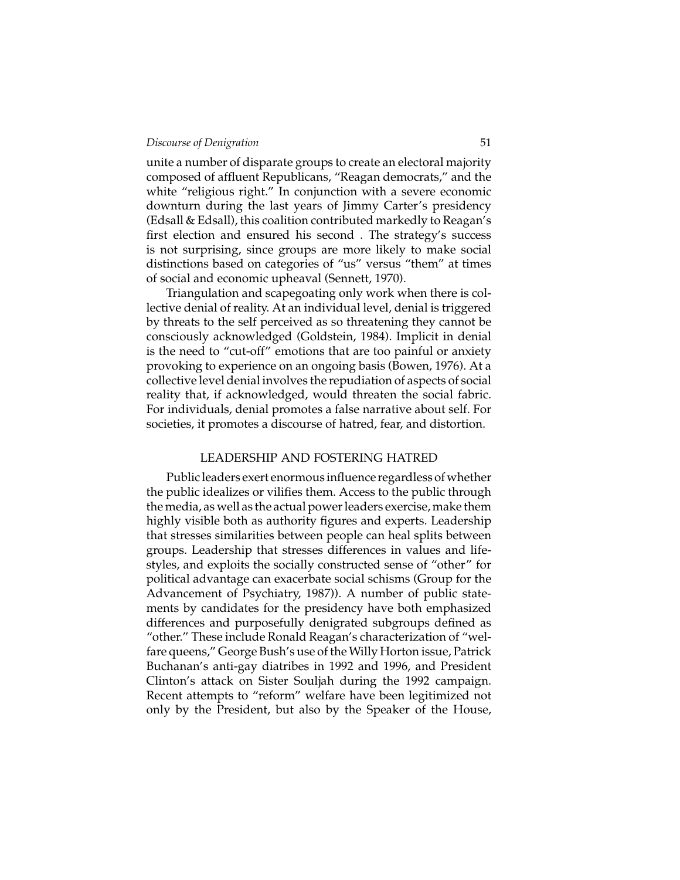unite a number of disparate groups to create an electoral majority composed of affluent Republicans, "Reagan democrats," and the white "religious right." In conjunction with a severe economic downturn during the last years of Jimmy Carter's presidency (Edsall & Edsall), this coalition contributed markedly to Reagan's first election and ensured his second . The strategy's success is not surprising, since groups are more likely to make social distinctions based on categories of "us" versus "them" at times of social and economic upheaval (Sennett, 1970).

Triangulation and scapegoating only work when there is collective denial of reality. At an individual level, denial is triggered by threats to the self perceived as so threatening they cannot be consciously acknowledged (Goldstein, 1984). Implicit in denial is the need to "cut-off" emotions that are too painful or anxiety provoking to experience on an ongoing basis (Bowen, 1976). At a collective level denial involves the repudiation of aspects of social reality that, if acknowledged, would threaten the social fabric. For individuals, denial promotes a false narrative about self. For societies, it promotes a discourse of hatred, fear, and distortion.

## LEADERSHIP AND FOSTERING HATRED

Public leaders exert enormous influence regardless of whether the public idealizes or vilifies them. Access to the public through the media, as well as the actual power leaders exercise, make them highly visible both as authority figures and experts. Leadership that stresses similarities between people can heal splits between groups. Leadership that stresses differences in values and lifestyles, and exploits the socially constructed sense of "other" for political advantage can exacerbate social schisms (Group for the Advancement of Psychiatry, 1987)). A number of public statements by candidates for the presidency have both emphasized differences and purposefully denigrated subgroups defined as "other." These include Ronald Reagan's characterization of "welfare queens," George Bush's use of the Willy Horton issue, Patrick Buchanan's anti-gay diatribes in 1992 and 1996, and President Clinton's attack on Sister Souljah during the 1992 campaign. Recent attempts to "reform" welfare have been legitimized not only by the President, but also by the Speaker of the House,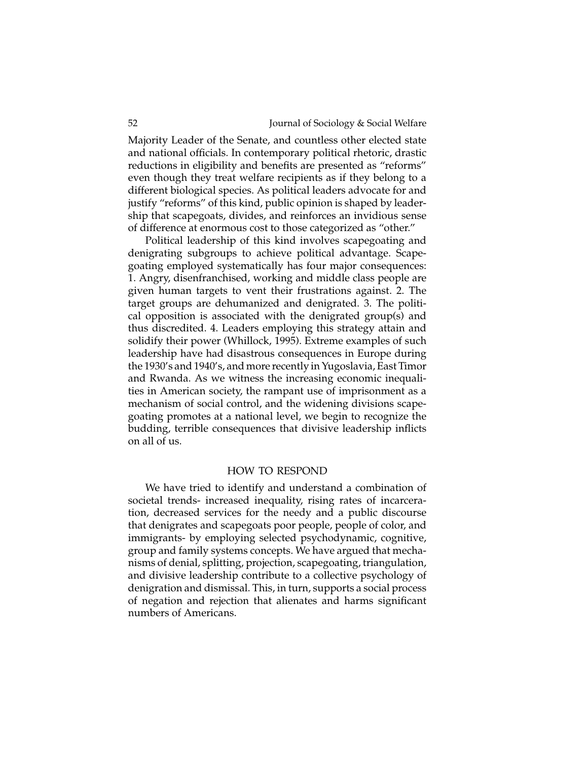Majority Leader of the Senate, and countless other elected state and national officials. In contemporary political rhetoric, drastic reductions in eligibility and benefits are presented as "reforms" even though they treat welfare recipients as if they belong to a different biological species. As political leaders advocate for and justify "reforms" of this kind, public opinion is shaped by leadership that scapegoats, divides, and reinforces an invidious sense of difference at enormous cost to those categorized as "other."

Political leadership of this kind involves scapegoating and denigrating subgroups to achieve political advantage. Scapegoating employed systematically has four major consequences: 1. Angry, disenfranchised, working and middle class people are given human targets to vent their frustrations against. 2. The target groups are dehumanized and denigrated. 3. The political opposition is associated with the denigrated group(s) and thus discredited. 4. Leaders employing this strategy attain and solidify their power (Whillock, 1995). Extreme examples of such leadership have had disastrous consequences in Europe during the 1930's and 1940's, and more recently in Yugoslavia, East Timor and Rwanda. As we witness the increasing economic inequalities in American society, the rampant use of imprisonment as a mechanism of social control, and the widening divisions scapegoating promotes at a national level, we begin to recognize the budding, terrible consequences that divisive leadership inflicts on all of us.

## HOW TO RESPOND

We have tried to identify and understand a combination of societal trends- increased inequality, rising rates of incarceration, decreased services for the needy and a public discourse that denigrates and scapegoats poor people, people of color, and immigrants- by employing selected psychodynamic, cognitive, group and family systems concepts. We have argued that mechanisms of denial, splitting, projection, scapegoating, triangulation, and divisive leadership contribute to a collective psychology of denigration and dismissal. This, in turn, supports a social process of negation and rejection that alienates and harms significant numbers of Americans.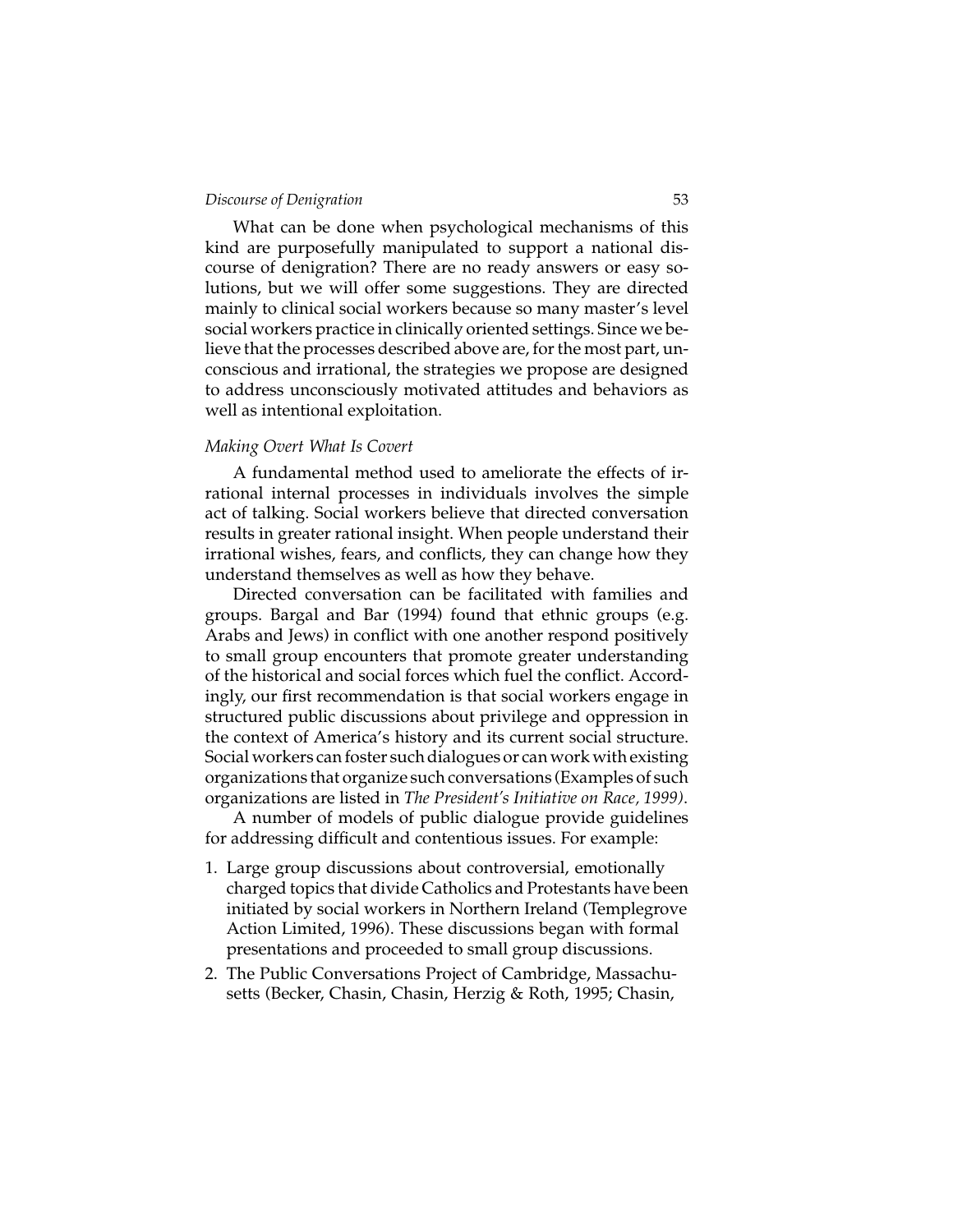What can be done when psychological mechanisms of this kind are purposefully manipulated to support a national discourse of denigration? There are no ready answers or easy solutions, but we will offer some suggestions. They are directed mainly to clinical social workers because so many master's level social workers practice in clinically oriented settings. Since we believe that the processes described above are, for the most part, unconscious and irrational, the strategies we propose are designed to address unconsciously motivated attitudes and behaviors as well as intentional exploitation.

### *Making Overt What Is Covert*

A fundamental method used to ameliorate the effects of irrational internal processes in individuals involves the simple act of talking. Social workers believe that directed conversation results in greater rational insight. When people understand their irrational wishes, fears, and conflicts, they can change how they understand themselves as well as how they behave.

Directed conversation can be facilitated with families and groups. Bargal and Bar (1994) found that ethnic groups (e.g. Arabs and Jews) in conflict with one another respond positively to small group encounters that promote greater understanding of the historical and social forces which fuel the conflict. Accordingly, our first recommendation is that social workers engage in structured public discussions about privilege and oppression in the context of America's history and its current social structure. Social workers can foster such dialogues or can work with existing organizations that organize such conversations (Examples of such organizations are listed in *The President's Initiative on Race, 1999)*.

A number of models of public dialogue provide guidelines for addressing difficult and contentious issues. For example:

1. Large group discussions about controversial, emotionally charged topics that divide Catholics and Protestants have been initiated by social workers in Northern Ireland (Templegrove Action Limited, 1996). These discussions began with formal presentations and proceeded to small group discussions.
2. The Public Conversations Project of Cambridge, Massachusetts (Becker, Chasin, Chasin, Herzig & Roth, 1995; Chasin,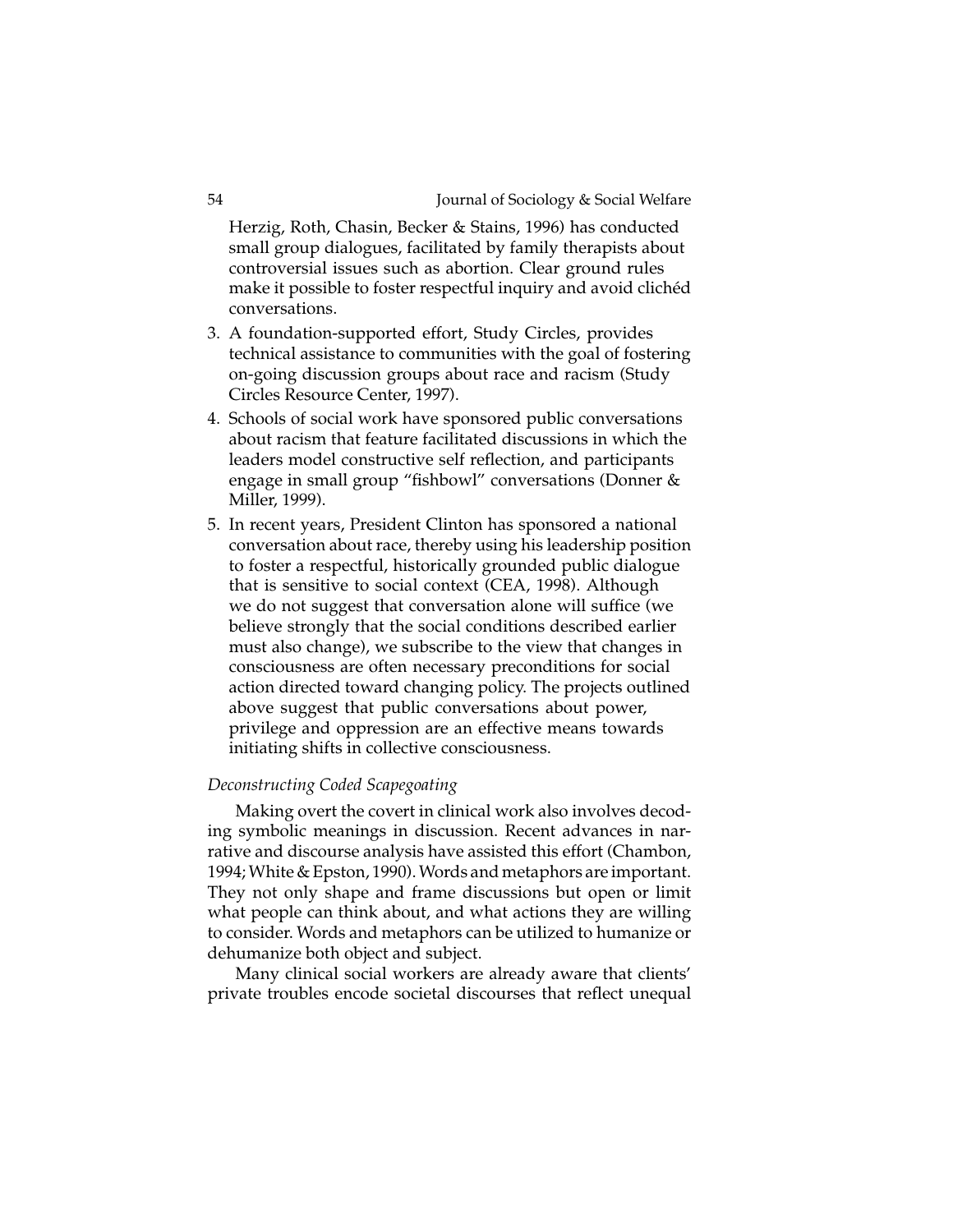Herzig, Roth, Chasin, Becker & Stains, 1996) has conducted small group dialogues, facilitated by family therapists about controversial issues such as abortion. Clear ground rules make it possible to foster respectful inquiry and avoid clichéd conversations.

3. A foundation-supported effort, Study Circles, provides technical assistance to communities with the goal of fostering on-going discussion groups about race and racism (Study Circles Resource Center, 1997).
4. Schools of social work have sponsored public conversations about racism that feature facilitated discussions in which the leaders model constructive self reflection, and participants engage in small group "fishbowl" conversations (Donner & Miller, 1999).
5. In recent years, President Clinton has sponsored a national conversation about race, thereby using his leadership position to foster a respectful, historically grounded public dialogue that is sensitive to social context (CEA, 1998). Although we do not suggest that conversation alone will suffice (we believe strongly that the social conditions described earlier must also change), we subscribe to the view that changes in consciousness are often necessary preconditions for social action directed toward changing policy. The projects outlined above suggest that public conversations about power, privilege and oppression are an effective means towards initiating shifts in collective consciousness.

*Deconstructing Coded Scapegoating*

Making overt the covert in clinical work also involves decoding symbolic meanings in discussion. Recent advances in narrative and discourse analysis have assisted this effort (Chambon, 1994; White & Epston, 1990). Words and metaphors are important. They not only shape and frame discussions but open or limit what people can think about, and what actions they are willing to consider. Words and metaphors can be utilized to humanize or dehumanize both object and subject.

Many clinical social workers are already aware that clients' private troubles encode societal discourses that reflect unequal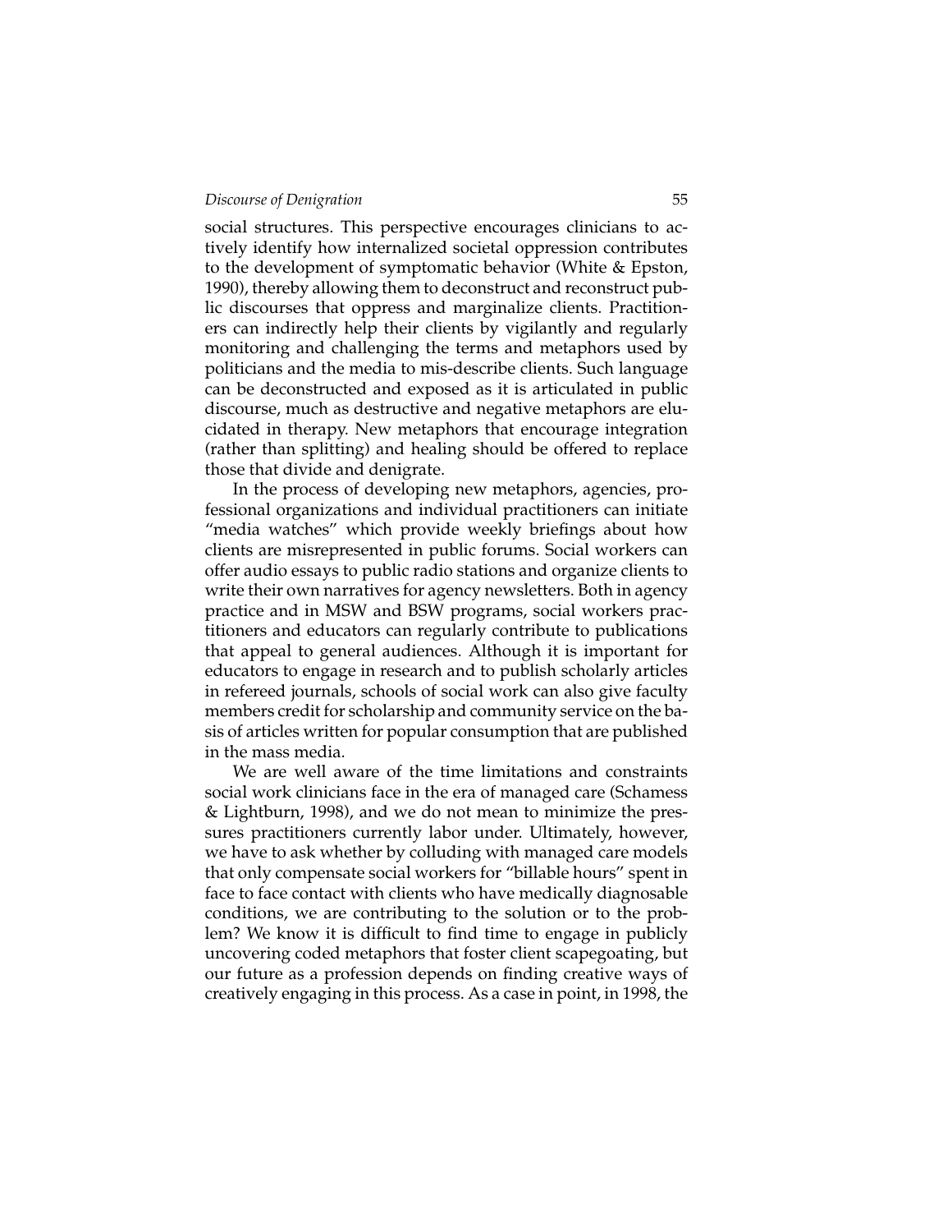social structures. This perspective encourages clinicians to actively identify how internalized societal oppression contributes to the development of symptomatic behavior (White & Epston, 1990), thereby allowing them to deconstruct and reconstruct public discourses that oppress and marginalize clients. Practitioners can indirectly help their clients by vigilantly and regularly monitoring and challenging the terms and metaphors used by politicians and the media to mis-describe clients. Such language can be deconstructed and exposed as it is articulated in public discourse, much as destructive and negative metaphors are elucidated in therapy. New metaphors that encourage integration (rather than splitting) and healing should be offered to replace those that divide and denigrate.

In the process of developing new metaphors, agencies, professional organizations and individual practitioners can initiate "media watches" which provide weekly briefings about how clients are misrepresented in public forums. Social workers can offer audio essays to public radio stations and organize clients to write their own narratives for agency newsletters. Both in agency practice and in MSW and BSW programs, social workers practitioners and educators can regularly contribute to publications that appeal to general audiences. Although it is important for educators to engage in research and to publish scholarly articles in refereed journals, schools of social work can also give faculty members credit for scholarship and community service on the basis of articles written for popular consumption that are published in the mass media.

We are well aware of the time limitations and constraints social work clinicians face in the era of managed care (Schamess & Lightburn, 1998), and we do not mean to minimize the pressures practitioners currently labor under. Ultimately, however, we have to ask whether by colluding with managed care models that only compensate social workers for "billable hours" spent in face to face contact with clients who have medically diagnosable conditions, we are contributing to the solution or to the problem? We know it is difficult to find time to engage in publicly uncovering coded metaphors that foster client scapegoating, but our future as a profession depends on finding creative ways of creatively engaging in this process. As a case in point, in 1998, the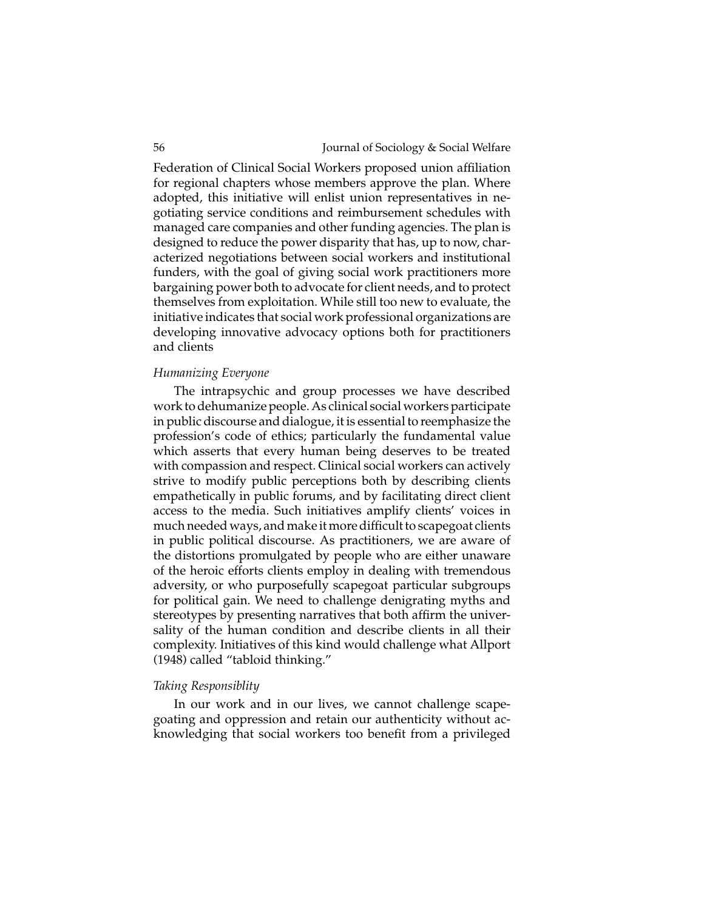Federation of Clinical Social Workers proposed union affiliation for regional chapters whose members approve the plan. Where adopted, this initiative will enlist union representatives in negotiating service conditions and reimbursement schedules with managed care companies and other funding agencies. The plan is designed to reduce the power disparity that has, up to now, characterized negotiations between social workers and institutional funders, with the goal of giving social work practitioners more bargaining power both to advocate for client needs, and to protect themselves from exploitation. While still too new to evaluate, the initiative indicates that social work professional organizations are developing innovative advocacy options both for practitioners and clients

### *Humanizing Everyone*

The intrapsychic and group processes we have described work to dehumanize people. As clinical social workers participate in public discourse and dialogue, it is essential to reemphasize the profession's code of ethics; particularly the fundamental value which asserts that every human being deserves to be treated with compassion and respect. Clinical social workers can actively strive to modify public perceptions both by describing clients empathetically in public forums, and by facilitating direct client access to the media. Such initiatives amplify clients' voices in much needed ways, and make it more difficult to scapegoat clients in public political discourse. As practitioners, we are aware of the distortions promulgated by people who are either unaware of the heroic efforts clients employ in dealing with tremendous adversity, or who purposefully scapegoat particular subgroups for political gain. We need to challenge denigrating myths and stereotypes by presenting narratives that both affirm the universality of the human condition and describe clients in all their complexity. Initiatives of this kind would challenge what Allport (1948) called "tabloid thinking."

### *Taking Responsiblity*

In our work and in our lives, we cannot challenge scapegoating and oppression and retain our authenticity without acknowledging that social workers too benefit from a privileged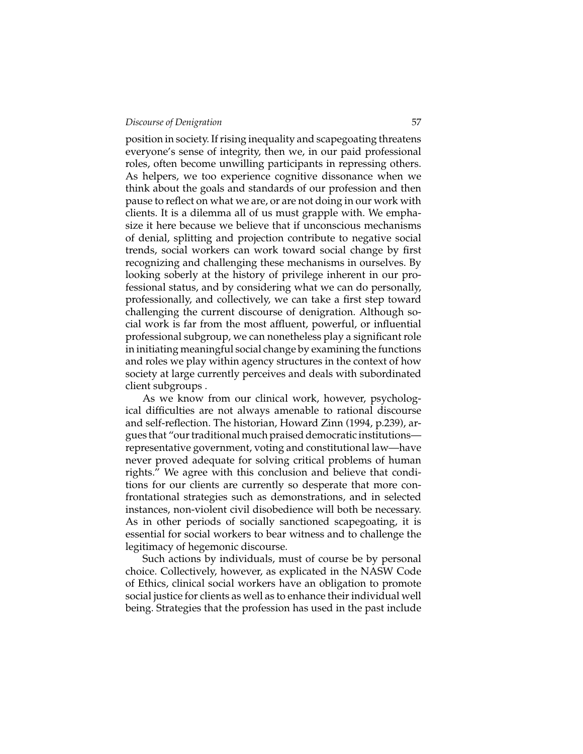position in society. If rising inequality and scapegoating threatens everyone's sense of integrity, then we, in our paid professional roles, often become unwilling participants in repressing others. As helpers, we too experience cognitive dissonance when we think about the goals and standards of our profession and then pause to reflect on what we are, or are not doing in our work with clients. It is a dilemma all of us must grapple with. We emphasize it here because we believe that if unconscious mechanisms of denial, splitting and projection contribute to negative social trends, social workers can work toward social change by first recognizing and challenging these mechanisms in ourselves. By looking soberly at the history of privilege inherent in our professional status, and by considering what we can do personally, professionally, and collectively, we can take a first step toward challenging the current discourse of denigration. Although social work is far from the most affluent, powerful, or influential professional subgroup, we can nonetheless play a significant role in initiating meaningful social change by examining the functions and roles we play within agency structures in the context of how society at large currently perceives and deals with subordinated client subgroups .

As we know from our clinical work, however, psychological difficulties are not always amenable to rational discourse and self-reflection. The historian, Howard Zinn (1994, p.239), argues that "our traditional much praised democratic institutions—representative government, voting and constitutional law—have never proved adequate for solving critical problems of human rights." We agree with this conclusion and believe that conditions for our clients are currently so desperate that more confrontational strategies such as demonstrations, and in selected instances, non-violent civil disobedience will both be necessary. As in other periods of socially sanctioned scapegoating, it is essential for social workers to bear witness and to challenge the legitimacy of hegemonic discourse.

Such actions by individuals, must of course be by personal choice. Collectively, however, as explicated in the NASW Code of Ethics, clinical social workers have an obligation to promote social justice for clients as well as to enhance their individual well being. Strategies that the profession has used in the past include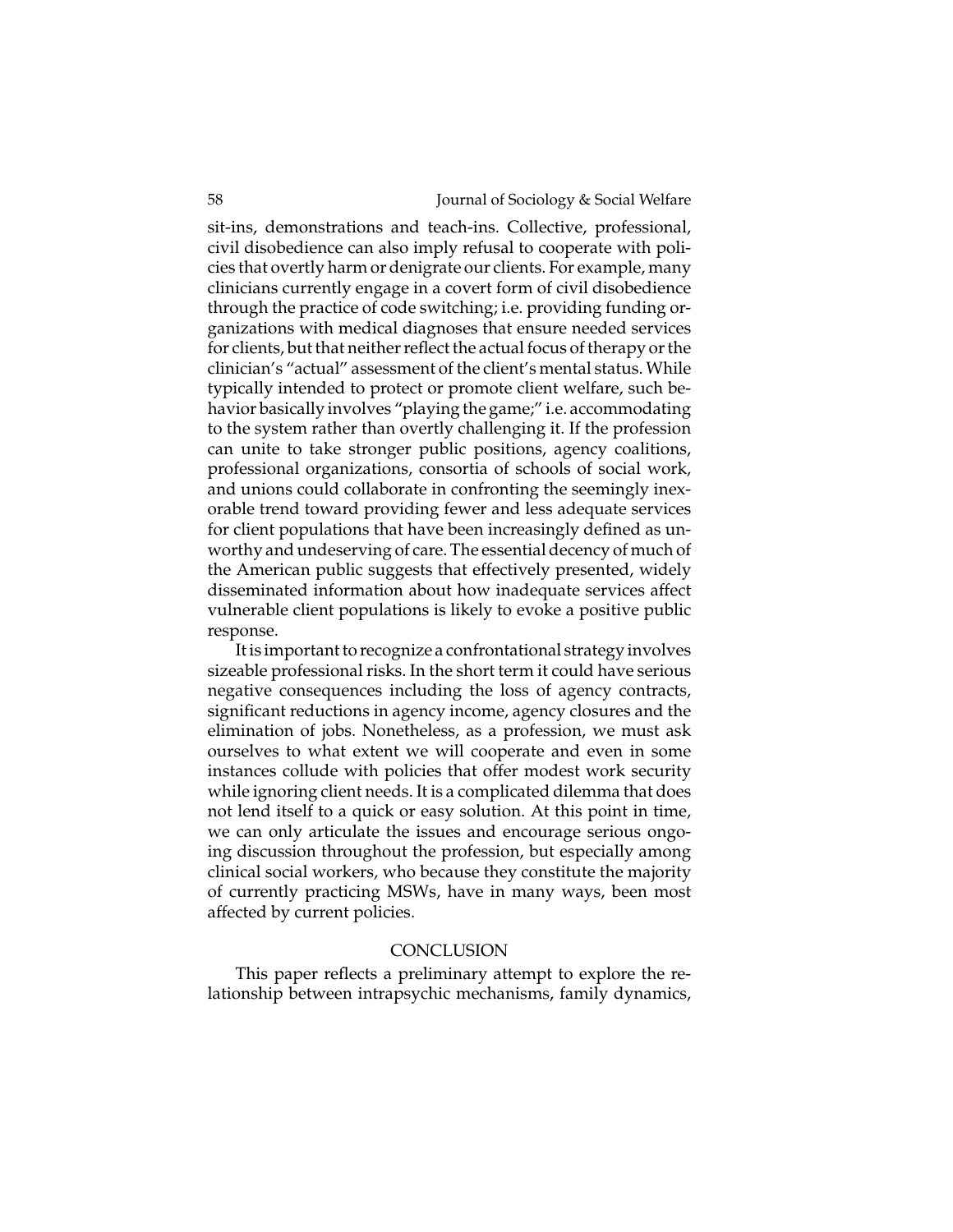sit-ins, demonstrations and teach-ins. Collective, professional, civil disobedience can also imply refusal to cooperate with policies that overtly harm or denigrate our clients. For example, many clinicians currently engage in a covert form of civil disobedience through the practice of code switching; i.e. providing funding organizations with medical diagnoses that ensure needed services for clients, but that neither reflect the actual focus of therapy or the clinician's "actual" assessment of the client's mental status. While typically intended to protect or promote client welfare, such behavior basically involves "playing the game;" i.e. accommodating to the system rather than overtly challenging it. If the profession can unite to take stronger public positions, agency coalitions, professional organizations, consortia of schools of social work, and unions could collaborate in confronting the seemingly inexorable trend toward providing fewer and less adequate services for client populations that have been increasingly defined as unworthy and undeserving of care. The essential decency of much of the American public suggests that effectively presented, widely disseminated information about how inadequate services affect vulnerable client populations is likely to evoke a positive public response.

It is important to recognize a confrontational strategy involves sizeable professional risks. In the short term it could have serious negative consequences including the loss of agency contracts, significant reductions in agency income, agency closures and the elimination of jobs. Nonetheless, as a profession, we must ask ourselves to what extent we will cooperate and even in some instances collude with policies that offer modest work security while ignoring client needs. It is a complicated dilemma that does not lend itself to a quick or easy solution. At this point in time, we can only articulate the issues and encourage serious ongoing discussion throughout the profession, but especially among clinical social workers, who because they constitute the majority of currently practicing MSWs, have in many ways, been most affected by current policies.

## CONCLUSION

This paper reflects a preliminary attempt to explore the relationship between intrapsychic mechanisms, family dynamics,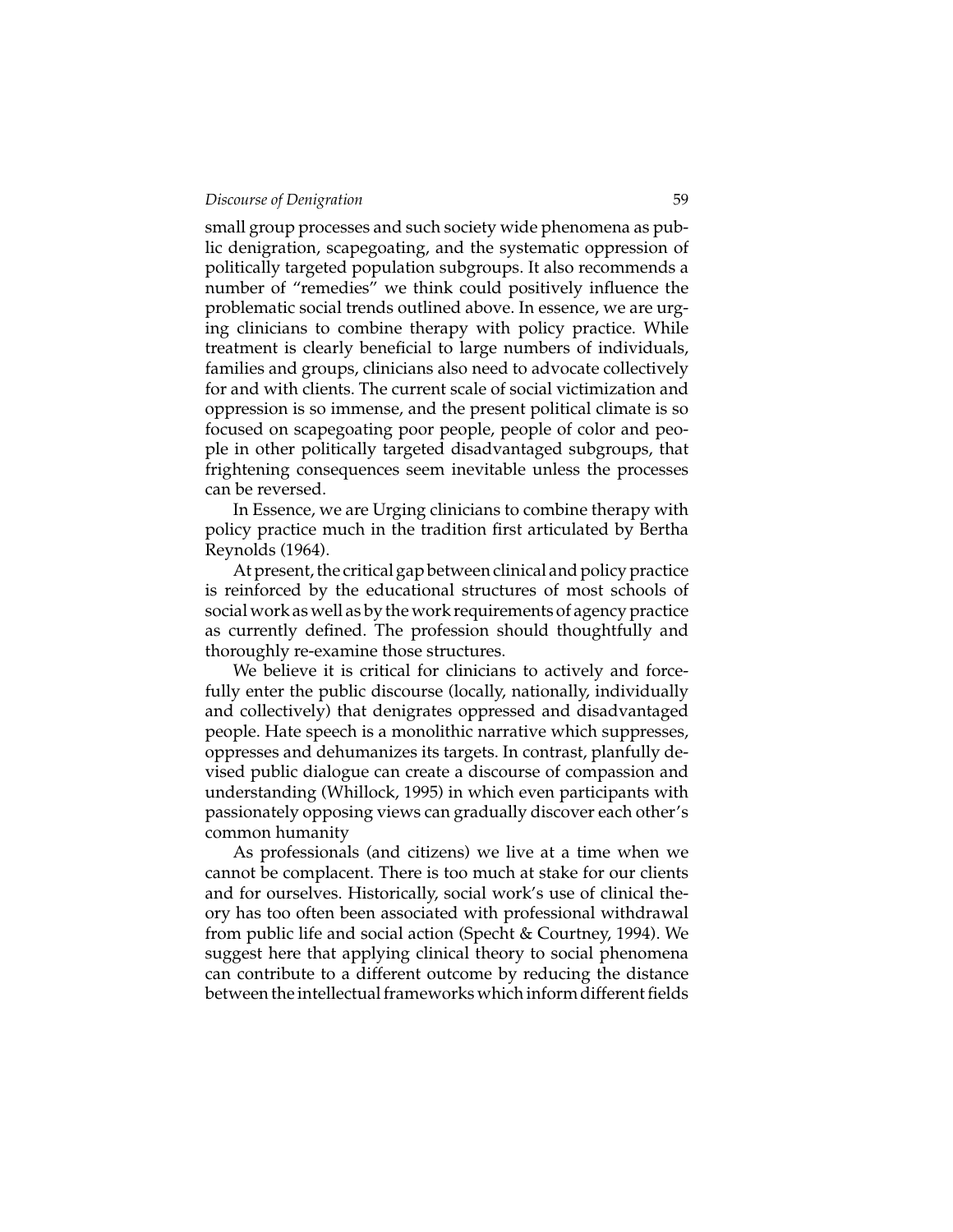small group processes and such society wide phenomena as public denigration, scapegoating, and the systematic oppression of politically targeted population subgroups. It also recommends a number of "remedies" we think could positively influence the problematic social trends outlined above. In essence, we are urging clinicians to combine therapy with policy practice. While treatment is clearly beneficial to large numbers of individuals, families and groups, clinicians also need to advocate collectively for and with clients. The current scale of social victimization and oppression is so immense, and the present political climate is so focused on scapegoating poor people, people of color and people in other politically targeted disadvantaged subgroups, that frightening consequences seem inevitable unless the processes can be reversed.

In Essence, we are Urging clinicians to combine therapy with policy practice much in the tradition first articulated by Bertha Reynolds (1964).

At present, the critical gap between clinical and policy practice is reinforced by the educational structures of most schools of social work as well as by the work requirements of agency practice as currently defined. The profession should thoughtfully and thoroughly re-examine those structures.

We believe it is critical for clinicians to actively and forcefully enter the public discourse (locally, nationally, individually and collectively) that denigrates oppressed and disadvantaged people. Hate speech is a monolithic narrative which suppresses, oppresses and dehumanizes its targets. In contrast, planfully devised public dialogue can create a discourse of compassion and understanding (Whillock, 1995) in which even participants with passionately opposing views can gradually discover each other's common humanity

As professionals (and citizens) we live at a time when we cannot be complacent. There is too much at stake for our clients and for ourselves. Historically, social work's use of clinical theory has too often been associated with professional withdrawal from public life and social action (Specht & Courtney, 1994). We suggest here that applying clinical theory to social phenomena can contribute to a different outcome by reducing the distance between the intellectual frameworks which inform different fields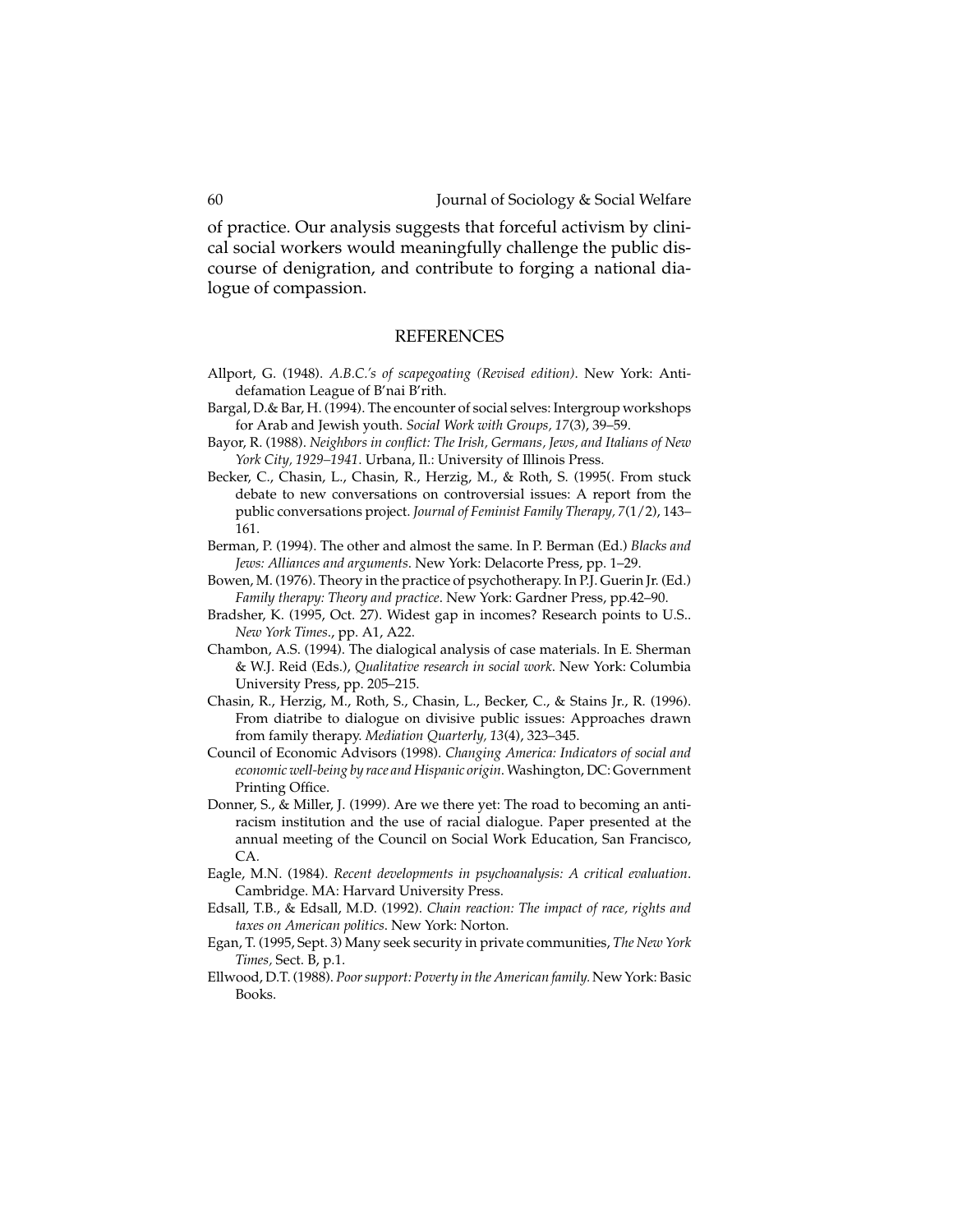of practice. Our analysis suggests that forceful activism by clinical social workers would meaningfully challenge the public discourse of denigration, and contribute to forging a national dialogue of compassion.

## REFERENCES

Allport, G. (1948). *A.B.C.'s of scapegoating (Revised edition)*. New York: Anti-defamation League of B'nai B'rith.

Bargal, D.& Bar, H. (1994). The encounter of social selves: Intergroup workshops for Arab and Jewish youth. *Social Work with Groups, 17*(3), 39–59.

Bayor, R. (1988). *Neighbors in conflict: The Irish, Germans, Jews, and Italians of New York City, 1929–1941*. Urbana, Il.: University of Illinois Press.

Becker, C., Chasin, L., Chasin, R., Herzig, M., & Roth, S. (1995(. From stuck debate to new conversations on controversial issues: A report from the public conversations project. *Journal of Feminist Family Therapy, 7*(1/2), 143–161.

Berman, P. (1994). The other and almost the same. In P. Berman (Ed.) *Blacks and Jews: Alliances and arguments*. New York: Delacorte Press, pp. 1–29.

Bowen, M. (1976). Theory in the practice of psychotherapy. In P.J. Guerin Jr. (Ed.) *Family therapy: Theory and practice*. New York: Gardner Press, pp.42–90.

Bradsher, K. (1995, Oct. 27). Widest gap in incomes? Research points to U.S.. *New York Times*., pp. A1, A22.

Chambon, A.S. (1994). The dialogical analysis of case materials. In E. Sherman & W.J. Reid (Eds.), *Qualitative research in social work*. New York: Columbia University Press, pp. 205–215.

Chasin, R., Herzig, M., Roth, S., Chasin, L., Becker, C., & Stains Jr., R. (1996). From diatribe to dialogue on divisive public issues: Approaches drawn from family therapy. *Mediation Quarterly, 13*(4), 323–345.

Council of Economic Advisors (1998). *Changing America: Indicators of social and economic well-being by race and Hispanic origin*. Washington, DC: Government Printing Office.

Donner, S., & Miller, J. (1999). Are we there yet: The road to becoming an anti-racism institution and the use of racial dialogue. Paper presented at the annual meeting of the Council on Social Work Education, San Francisco, CA.

Eagle, M.N. (1984). *Recent developments in psychoanalysis: A critical evaluation*. Cambridge. MA: Harvard University Press.

Edsall, T.B., & Edsall, M.D. (1992). *Chain reaction: The impact of race, rights and taxes on American politics*. New York: Norton.

Egan, T. (1995, Sept. 3) Many seek security in private communities, *The New York Times*, Sect. B, p.1.

Ellwood, D.T. (1988). *Poor support: Poverty in the American family*. New York: Basic Books.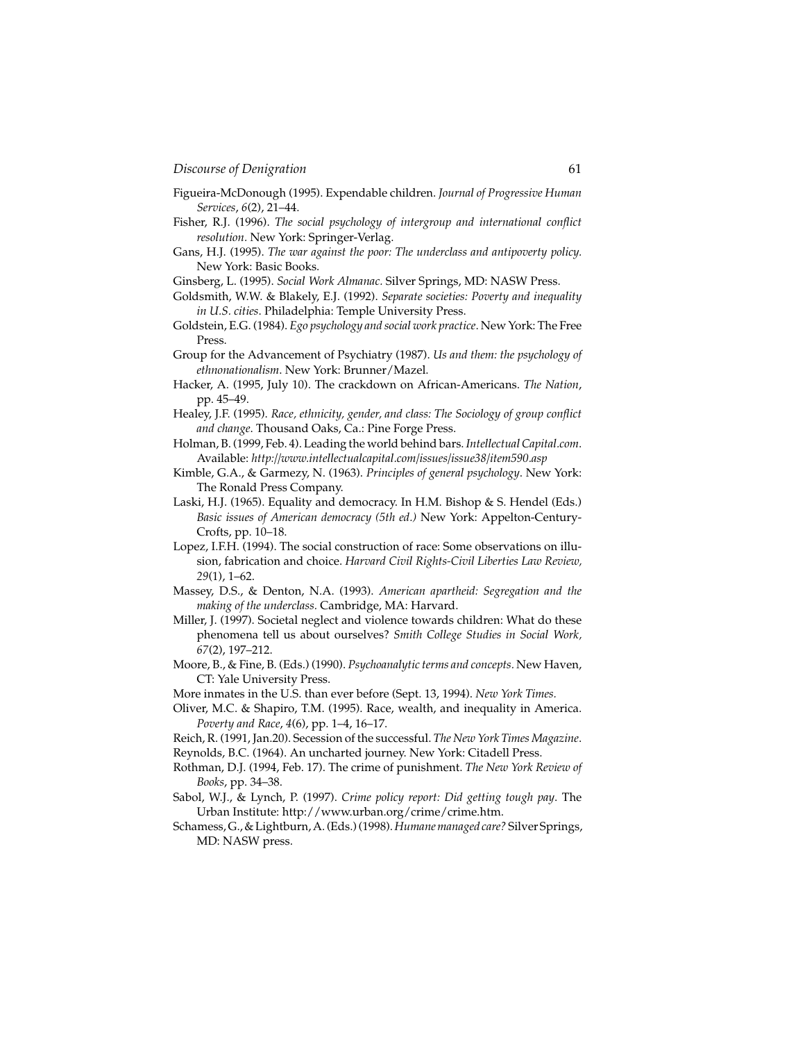Figueira-McDonough (1995). Expendable children. *Journal of Progressive Human Services*, *6*(2), 21–44.

Fisher, R.J. (1996). *The social psychology of intergroup and international conflict resolution*. New York: Springer-Verlag.

Gans, H.J. (1995). *The war against the poor: The underclass and antipoverty policy.* New York: Basic Books.

Ginsberg, L. (1995). *Social Work Almanac.* Silver Springs, MD: NASW Press.

Goldsmith, W.W. & Blakely, E.J. (1992). *Separate societies: Poverty and inequality in U.S. cities*. Philadelphia: Temple University Press.

Goldstein, E.G. (1984). *Ego psychology and social work practice.* New York: The Free Press.

Group for the Advancement of Psychiatry (1987). *Us and them: the psychology of ethnonationalism.* New York: Brunner/Mazel.

Hacker, A. (1995, July 10). The crackdown on African-Americans. *The Nation*, pp. 45–49.

Healey, J.F. (1995). *Race, ethnicity, gender, and class: The Sociology of group conflict and change.* Thousand Oaks, Ca.: Pine Forge Press.

Holman, B. (1999, Feb. 4). Leading the world behind bars. *Intellectual Capital.com*. Available: *http://www.intellectualcapital.com/issues/issue38/item590.asp*

Kimble, G.A., & Garmezy, N. (1963). *Principles of general psychology*. New York: The Ronald Press Company.

Laski, H.J. (1965). Equality and democracy. In H.M. Bishop & S. Hendel (Eds.) *Basic issues of American democracy (5th ed.)* New York: Appelton-Century-Crofts, pp. 10–18.

Lopez, I.F.H. (1994). The social construction of race: Some observations on illusion, fabrication and choice. *Harvard Civil Rights-Civil Liberties Law Review, 29*(1), 1–62.

Massey, D.S., & Denton, N.A. (1993). *American apartheid: Segregation and the making of the underclass.* Cambridge, MA: Harvard.

Miller, J. (1997). Societal neglect and violence towards children: What do these phenomena tell us about ourselves? *Smith College Studies in Social Work, 67*(2), 197–212.

Moore, B., & Fine, B. (Eds.) (1990). *Psychoanalytic terms and concepts.* New Haven, CT: Yale University Press.

More inmates in the U.S. than ever before (Sept. 13, 1994). *New York Times.*

Oliver, M.C. & Shapiro, T.M. (1995). Race, wealth, and inequality in America. *Poverty and Race*, *4*(6), pp. 1–4, 16–17.

Reich, R. (1991, Jan.20). Secession of the successful. *The New York Times Magazine*.

Reynolds, B.C. (1964). An uncharted journey. New York: Citadell Press.

Rothman, D.J. (1994, Feb. 17). The crime of punishment. *The New York Review of Books*, pp. 34–38.

Sabol, W.J., & Lynch, P. (1997). *Crime policy report: Did getting tough pay*. The Urban Institute: http://www.urban.org/crime/crime.htm.

Schamess, G., & Lightburn, A. (Eds.) (1998). *Humane managed care?* Silver Springs, MD: NASW press.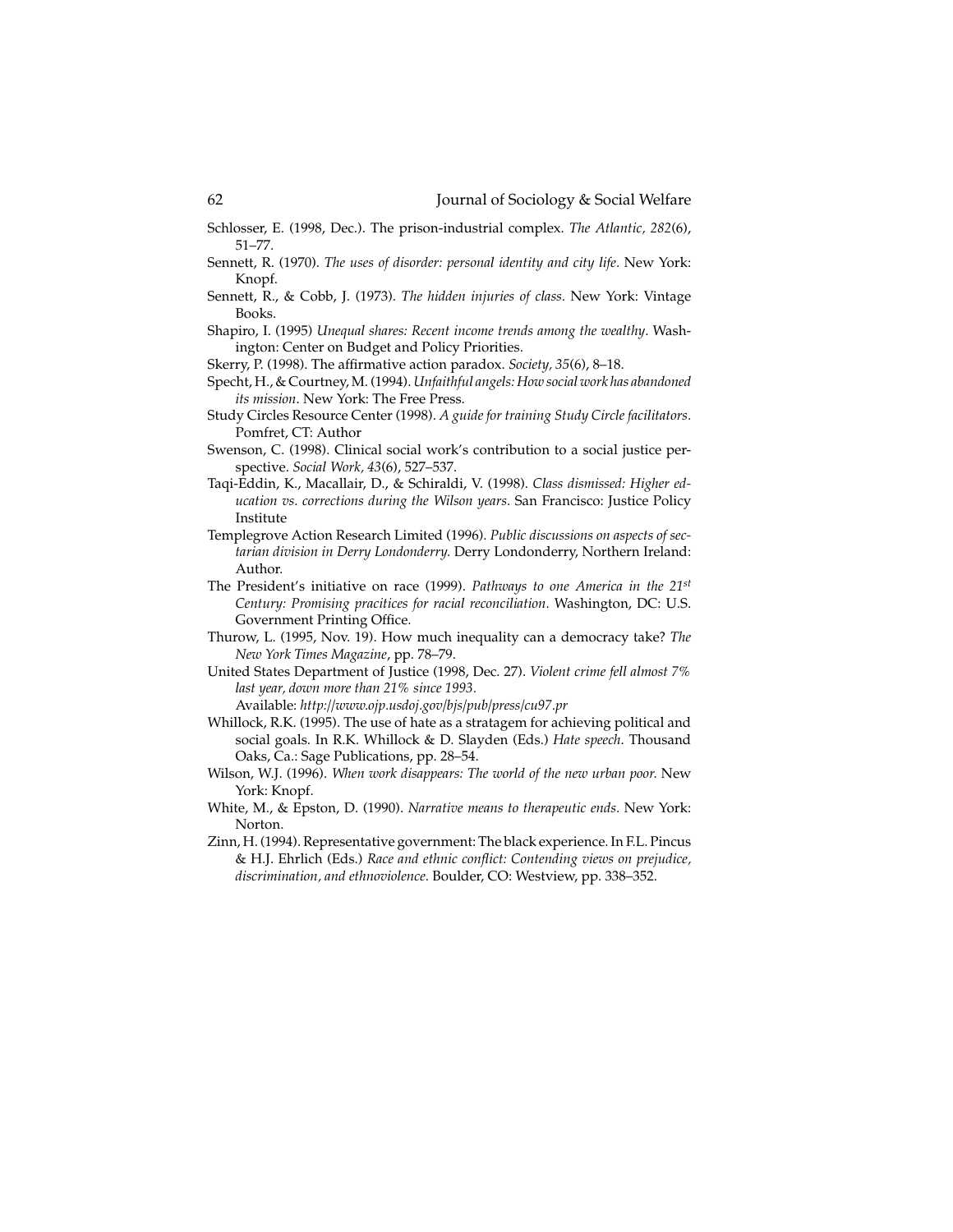Schlosser, E. (1998, Dec.). The prison-industrial complex. *The Atlantic, 282*(6), 51–77.

Sennett, R. (1970). *The uses of disorder: personal identity and city life.* New York: Knopf.

Sennett, R., & Cobb, J. (1973). *The hidden injuries of class.* New York: Vintage Books.

Shapiro, I. (1995) *Unequal shares: Recent income trends among the wealthy*. Washington: Center on Budget and Policy Priorities.

Skerry, P. (1998). The affirmative action paradox. *Society, 35*(6), 8–18.

Specht, H., & Courtney, M. (1994). *Unfaithful angels: How social work has abandoned its mission*. New York: The Free Press.

Study Circles Resource Center (1998). *A guide for training Study Circle facilitators.* Pomfret, CT: Author

Swenson, C. (1998). Clinical social work's contribution to a social justice perspective. *Social Work, 43*(6), 527–537.

Taqi-Eddin, K., Macallair, D., & Schiraldi, V. (1998). *Class dismissed: Higher education vs. corrections during the Wilson years.* San Francisco: Justice Policy Institute

Templegrove Action Research Limited (1996). *Public discussions on aspects of sectarian division in Derry Londonderry.* Derry Londonderry, Northern Ireland: Author.

The President's initiative on race (1999). *Pathways to one America in the 21st Century: Promising pracitices for racial reconciliation.* Washington, DC: U.S. Government Printing Office.

Thurow, L. (1995, Nov. 19). How much inequality can a democracy take? *The New York Times Magazine*, pp. 78–79.

United States Department of Justice (1998, Dec. 27). *Violent crime fell almost 7% last year, down more than 21% since 1993.*
Available: *http://www.ojp.usdoj.gov/bjs/pub/press/cu97.pr*

Whillock, R.K. (1995). The use of hate as a stratagem for achieving political and social goals. In R.K. Whillock & D. Slayden (Eds.) *Hate speech.* Thousand Oaks, Ca.: Sage Publications, pp. 28–54.

Wilson, W.J. (1996). *When work disappears: The world of the new urban poor.* New York: Knopf.

White, M., & Epston, D. (1990). *Narrative means to therapeutic ends.* New York: Norton.

Zinn, H. (1994). Representative government: The black experience. In F.L. Pincus & H.J. Ehrlich (Eds.) *Race and ethnic conflict: Contending views on prejudice, discrimination, and ethnoviolence*. Boulder, CO: Westview, pp. 338–352.